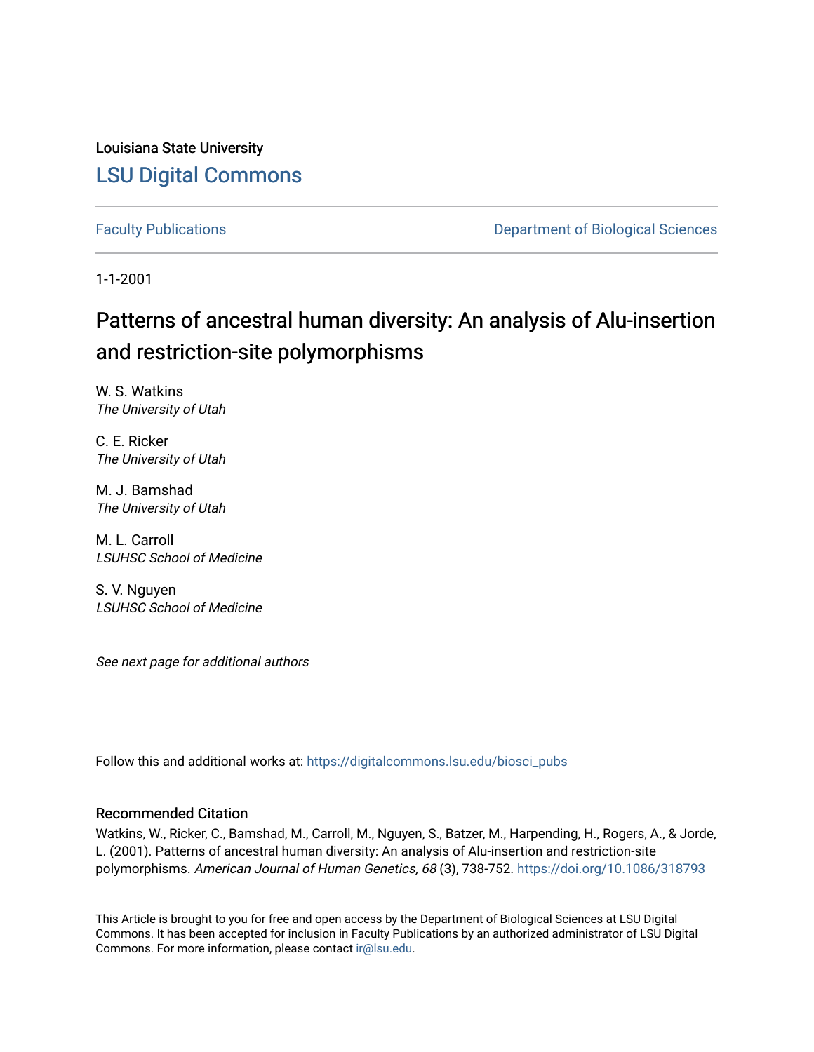Louisiana State University

# LSU Digital Commons

Faculty Publications | Department of Biological Sciences

1-1-2001

## Patterns of ancestral human diversity: An analysis of Alu-insertion and restriction-site polymorphisms

W. S. Watkins
*The University of Utah*

C. E. Ricker
*The University of Utah*

M. J. Bamshad
*The University of Utah*

M. L. Carroll
*LSUHSC School of Medicine*

S. V. Nguyen
*LSUHSC School of Medicine*

*See next page for additional authors*

Follow this and additional works at: https://digitalcommons.lsu.edu/biosci_pubs

### Recommended Citation

Watkins, W., Ricker, C., Bamshad, M., Carroll, M., Nguyen, S., Batzer, M., Harpending, H., Rogers, A., & Jorde, L. (2001). Patterns of ancestral human diversity: An analysis of Alu-insertion and restriction-site polymorphisms. *American Journal of Human Genetics, 68* (3), 738-752. https://doi.org/10.1086/318793

This Article is brought to you for free and open access by the Department of Biological Sciences at LSU Digital Commons. It has been accepted for inclusion in Faculty Publications by an authorized administrator of LSU Digital Commons. For more information, please contact ir@lsu.edu.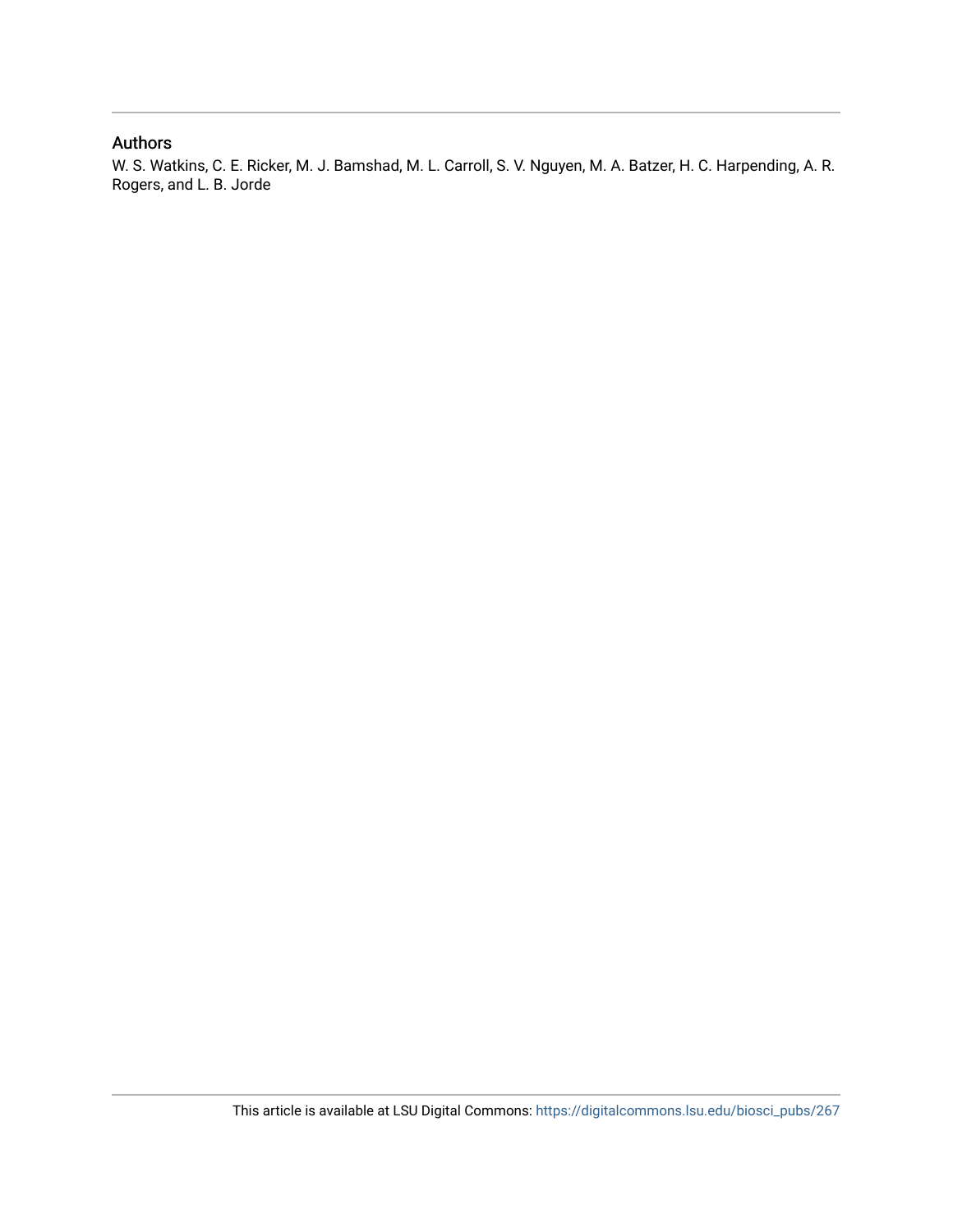## Authors

W. S. Watkins, C. E. Ricker, M. J. Bamshad, M. L. Carroll, S. V. Nguyen, M. A. Batzer, H. C. Harpending, A. R. Rogers, and L. B. Jorde

This article is available at LSU Digital Commons: https://digitalcommons.lsu.edu/biosci_pubs/267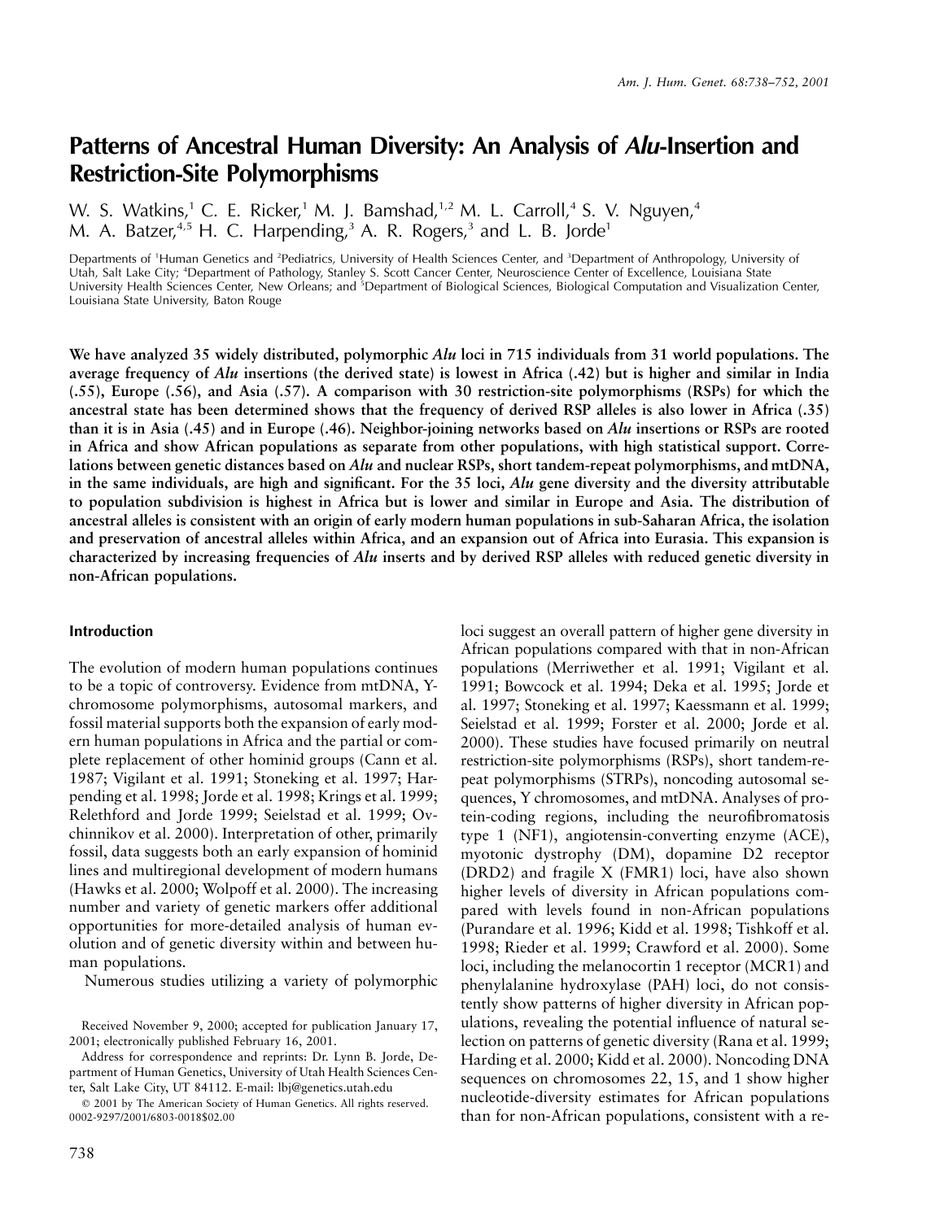# Patterns of Ancestral Human Diversity: An Analysis of *Alu*-Insertion and Restriction-Site Polymorphisms

W. S. Watkins,[1] C. E. Ricker,[1] M. J. Bamshad,[1,2] M. L. Carroll,[4] S. V. Nguyen,[4] M. A. Batzer,[4,5] H. C. Harpending,[3] A. R. Rogers,[3] and L. B. Jorde[1]

Departments of [1]Human Genetics and [2]Pediatrics, University of Health Sciences Center, and [3]Department of Anthropology, University of Utah, Salt Lake City; [4]Department of Pathology, Stanley S. Scott Cancer Center, Neuroscience Center of Excellence, Louisiana State University Health Sciences Center, New Orleans; and [5]Department of Biological Sciences, Biological Computation and Visualization Center, Louisiana State University, Baton Rouge

**We have analyzed 35 widely distributed, polymorphic *Alu* loci in 715 individuals from 31 world populations. The average frequency of *Alu* insertions (the derived state) is lowest in Africa (.42) but is higher and similar in India (.55), Europe (.56), and Asia (.57). A comparison with 30 restriction-site polymorphisms (RSPs) for which the ancestral state has been determined shows that the frequency of derived RSP alleles is also lower in Africa (.35) than it is in Asia (.45) and in Europe (.46). Neighbor-joining networks based on *Alu* insertions or RSPs are rooted in Africa and show African populations as separate from other populations, with high statistical support. Correlations between genetic distances based on *Alu* and nuclear RSPs, short tandem-repeat polymorphisms, and mtDNA, in the same individuals, are high and significant. For the 35 loci, *Alu* gene diversity and the diversity attributable to population subdivision is highest in Africa but is lower and similar in Europe and Asia. The distribution of ancestral alleles is consistent with an origin of early modern human populations in sub-Saharan Africa, the isolation and preservation of ancestral alleles within Africa, and an expansion out of Africa into Eurasia. This expansion is characterized by increasing frequencies of *Alu* inserts and by derived RSP alleles with reduced genetic diversity in non-African populations.**

## Introduction

The evolution of modern human populations continues to be a topic of controversy. Evidence from mtDNA, Y-chromosome polymorphisms, autosomal markers, and fossil material supports both the expansion of early modern human populations in Africa and the partial or complete replacement of other hominid groups (Cann et al. 1987; Vigilant et al. 1991; Stoneking et al. 1997; Harpending et al. 1998; Jorde et al. 1998; Krings et al. 1999; Relethford and Jorde 1999; Seielstad et al. 1999; Ovchinnikov et al. 2000). Interpretation of other, primarily fossil, data suggests both an early expansion of hominid lines and multiregional development of modern humans (Hawks et al. 2000; Wolpoff et al. 2000). The increasing number and variety of genetic markers offer additional opportunities for more-detailed analysis of human evolution and of genetic diversity within and between human populations.

Numerous studies utilizing a variety of polymorphic loci suggest an overall pattern of higher gene diversity in African populations compared with that in non-African populations (Merriwether et al. 1991; Vigilant et al. 1991; Bowcock et al. 1994; Deka et al. 1995; Jorde et al. 1997; Stoneking et al. 1997; Kaessmann et al. 1999; Seielstad et al. 1999; Forster et al. 2000; Jorde et al. 2000). These studies have focused primarily on neutral restriction-site polymorphisms (RSPs), short tandem-repeat polymorphisms (STRPs), noncoding autosomal sequences, Y chromosomes, and mtDNA. Analyses of protein-coding regions, including the neurofibromatosis type 1 (NF1), angiotensin-converting enzyme (ACE), myotonic dystrophy (DM), dopamine D2 receptor (DRD2) and fragile X (FMR1) loci, have also shown higher levels of diversity in African populations compared with levels found in non-African populations (Purandare et al. 1996; Kidd et al. 1998; Tishkoff et al. 1998; Rieder et al. 1999; Crawford et al. 2000). Some loci, including the melanocortin 1 receptor (MCR1) and phenylalanine hydroxylase (PAH) loci, do not consistently show patterns of higher diversity in African populations, revealing the potential influence of natural selection on patterns of genetic diversity (Rana et al. 1999; Harding et al. 2000; Kidd et al. 2000). Noncoding DNA sequences on chromosomes 22, 15, and 1 show higher nucleotide-diversity estimates for African populations than for non-African populations, consistent with a re-

Received November 9, 2000; accepted for publication January 17, 2001; electronically published February 16, 2001.

Address for correspondence and reprints: Dr. Lynn B. Jorde, Department of Human Genetics, University of Utah Health Sciences Center, Salt Lake City, UT 84112. E-mail: lbj@genetics.utah.edu

© 2001 by The American Society of Human Genetics. All rights reserved. 0002-9297/2001/6803-0018$02.00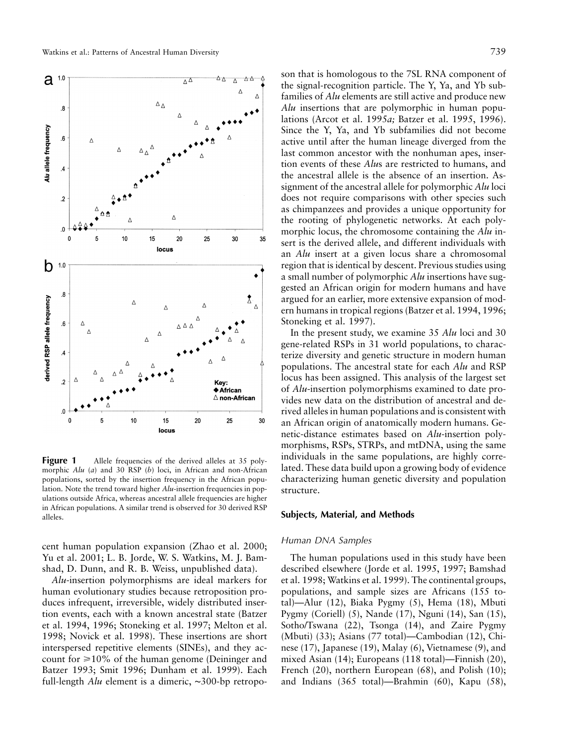a

1.0

.8

.6

.4

.2

.0

0 5 10 15 20 25 30 35

locus

*Alu* allele frequency

b

1.0

.8

.6

.4

.2

.0

0 5 10 15 20 25 30

locus

derived RSP allele frequency

Key:
◆ African
△ non-African

**Figure 1** Allele frequencies of the derived alleles at 35 polymorphic *Alu* (*a*) and 30 RSP (*b*) loci, in African and non-African populations, sorted by the insertion frequency in the African population. Note the trend toward higher *Alu*-insertion frequencies in populations outside Africa, whereas ancestral allele frequencies are higher in African populations. A similar trend is observed for 30 derived RSP alleles.

cent human population expansion (Zhao et al. 2000; Yu et al. 2001; L. B. Jorde, W. S. Watkins, M. J. Bamshad, D. Dunn, and R. B. Weiss, unpublished data).

*Alu*-insertion polymorphisms are ideal markers for human evolutionary studies because retroposition produces infrequent, irreversible, widely distributed insertion events, each with a known ancestral state (Batzer et al. 1994, 1996; Stoneking et al. 1997; Melton et al. 1998; Novick et al. 1998). These insertions are short interspersed repetitive elements (SINEs), and they account for ⩾10% of the human genome (Deininger and Batzer 1993; Smit 1996; Dunham et al. 1999). Each full-length *Alu* element is a dimeric, ∼300-bp retroposon that is homologous to the 7SL RNA component of the signal-recognition particle. The Y, Ya, and Yb subfamilies of *Alu* elements are still active and produce new *Alu* insertions that are polymorphic in human populations (Arcot et al. 1995*a;* Batzer et al. 1995, 1996). Since the Y, Ya, and Yb subfamilies did not become active until after the human lineage diverged from the last common ancestor with the nonhuman apes, insertion events of these *Alu*s are restricted to humans, and the ancestral allele is the absence of an insertion. Assignment of the ancestral allele for polymorphic *Alu* loci does not require comparisons with other species such as chimpanzees and provides a unique opportunity for the rooting of phylogenetic networks. At each polymorphic locus, the chromosome containing the *Alu* insert is the derived allele, and different individuals with an *Alu* insert at a given locus share a chromosomal region that is identical by descent. Previous studies using a small number of polymorphic *Alu* insertions have suggested an African origin for modern humans and have argued for an earlier, more extensive expansion of modern humans in tropical regions (Batzer et al. 1994, 1996; Stoneking et al. 1997).

In the present study, we examine 35 *Alu* loci and 30 gene-related RSPs in 31 world populations, to characterize diversity and genetic structure in modern human populations. The ancestral state for each *Alu* and RSP locus has been assigned. This analysis of the largest set of *Alu*-insertion polymorphisms examined to date provides new data on the distribution of ancestral and derived alleles in human populations and is consistent with an African origin of anatomically modern humans. Genetic-distance estimates based on *Alu*-insertion polymorphisms, RSPs, STRPs, and mtDNA, using the same individuals in the same populations, are highly correlated. These data build upon a growing body of evidence characterizing human genetic diversity and population structure.

## Subjects, Material, and Methods

### *Human DNA Samples*

The human populations used in this study have been described elsewhere (Jorde et al. 1995, 1997; Bamshad et al. 1998; Watkins et al. 1999). The continental groups, populations, and sample sizes are Africans (155 total)—Alur (12), Biaka Pygmy (5), Hema (18), Mbuti Pygmy (Coriell) (5), Nande (17), Nguni (14), San (15), Sotho/Tswana (22), Tsonga (14), and Zaire Pygmy (Mbuti) (33); Asians (77 total)—Cambodian (12), Chinese (17), Japanese (19), Malay (6), Vietnamese (9), and mixed Asian (14); Europeans (118 total)—Finnish (20), French (20), northern European (68), and Polish (10); and Indians (365 total)—Brahmin (60), Kapu (58),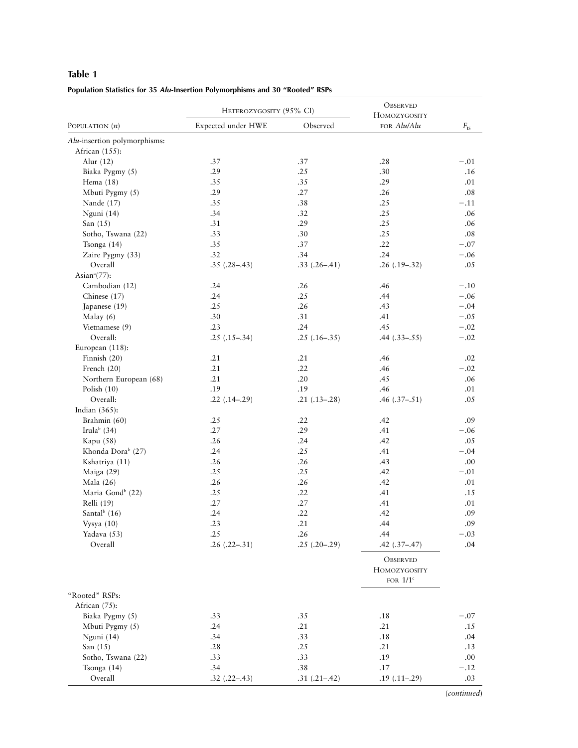**Table 1**

**Population Statistics for 35 *Alu*-Insertion Polymorphisms and 30 "Rooted" RSPs**

| Population (*n*) | Heterozygosity (95% CI) | | Observed Homozygosity for *Alu/Alu* | $F_{IS}$ |
|---|---|---|---|---|
| | Expected under HWE | Observed | | |
| *Alu*-insertion polymorphisms: | | | | |
| African (155): | | | | |
| Alur (12) | .37 | .37 | .28 | −.01 |
| Biaka Pygmy (5) | .29 | .25 | .30 | .16 |
| Hema (18) | .35 | .35 | .29 | .01 |
| Mbuti Pygmy (5) | .29 | .27 | .26 | .08 |
| Nande (17) | .35 | .38 | .25 | −.11 |
| Nguni (14) | .34 | .32 | .25 | .06 |
| San (15) | .31 | .29 | .25 | .06 |
| Sotho, Tswana (22) | .33 | .30 | .25 | .08 |
| Tsonga (14) | .35 | .37 | .22 | −.07 |
| Zaire Pygmy (33) | .32 | .34 | .24 | −.06 |
| Overall | .35 (.28–.43) | .33 (.26–.41) | .26 (.19–.32) | .05 |
| Asian[a] (77): | | | | |
| Cambodian (12) | .24 | .26 | .46 | −.10 |
| Chinese (17) | .24 | .25 | .44 | −.06 |
| Japanese (19) | .25 | .26 | .43 | −.04 |
| Malay (6) | .30 | .31 | .41 | −.05 |
| Vietnamese (9) | .23 | .24 | .45 | −.02 |
| Overall: | .25 (.15–.34) | .25 (.16–.35) | .44 (.33–.55) | −.02 |
| European (118): | | | | |
| Finnish (20) | .21 | .21 | .46 | .02 |
| French (20) | .21 | .22 | .46 | −.02 |
| Northern European (68) | .21 | .20 | .45 | .06 |
| Polish (10) | .19 | .19 | .46 | .01 |
| Overall: | .22 (.14–.29) | .21 (.13–.28) | .46 (.37–.51) | .05 |
| Indian (365): | | | | |
| Brahmin (60) | .25 | .22 | .42 | .09 |
| Irula[b] (34) | .27 | .29 | .41 | −.06 |
| Kapu (58) | .26 | .24 | .42 | .05 |
| Khonda Dora[b] (27) | .24 | .25 | .41 | −.04 |
| Kshatriya (11) | .26 | .26 | .43 | .00 |
| Maiga (29) | .25 | .25 | .42 | −.01 |
| Mala (26) | .26 | .26 | .42 | .01 |
| Maria Gond[b] (22) | .25 | .22 | .41 | .15 |
| Relli (19) | .27 | .27 | .41 | .01 |
| Santal[b] (16) | .24 | .22 | .42 | .09 |
| Vysya (10) | .23 | .21 | .44 | .09 |
| Yadava (53) | .25 | .26 | .44 | −.03 |
| Overall | .26 (.22–.31) | .25 (.20–.29) | .42 (.37–.47) | .04 |
| | | | Observed Homozygosity for 1/1[c] | |
| "Rooted" RSPs: | | | | |
| African (75): | | | | |
| Biaka Pygmy (5) | .33 | .35 | .18 | −.07 |
| Mbuti Pygmy (5) | .24 | .21 | .21 | .15 |
| Nguni (14) | .34 | .33 | .18 | .04 |
| San (15) | .28 | .25 | .21 | .13 |
| Sotho, Tswana (22) | .33 | .33 | .19 | .00 |
| Tsonga (14) | .34 | .38 | .17 | −.12 |
| Overall | .32 (.22–.43) | .31 (.21–.42) | .19 (.11–.29) | .03 |

(*continued*)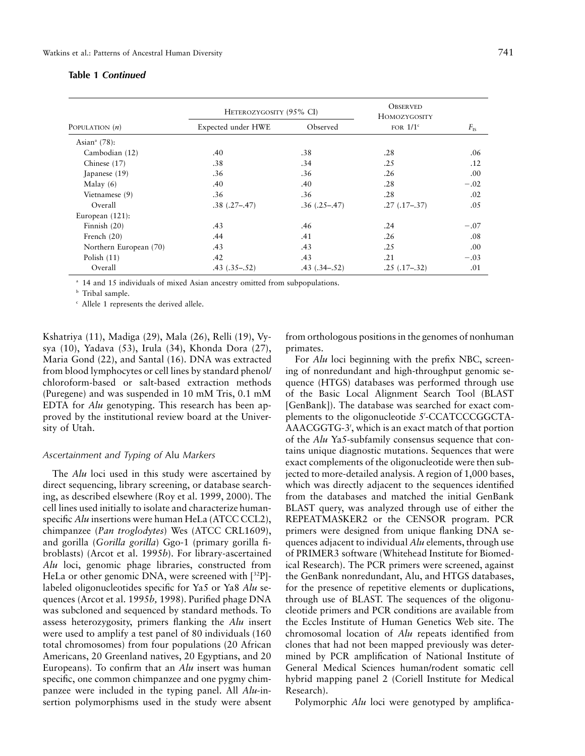**Table 1** ***Continued***

| Population ($n$) | Heterozygosity (95% CI) | | Observed Homozygosity for 1/1[c] | $F_{IS}$ |
|---|---|---|---|---|
| | Expected under HWE | Observed | | |
| Asian[a] (78): | | | | |
| Cambodian (12) | .40 | .38 | .28 | .06 |
| Chinese (17) | .38 | .34 | .25 | .12 |
| Japanese (19) | .36 | .36 | .26 | .00 |
| Malay (6) | .40 | .40 | .28 | −.02 |
| Vietnamese (9) | .36 | .36 | .28 | .02 |
| Overall | .38 (.27–.47) | .36 (.25–.47) | .27 (.17–.37) | .05 |
| European (121): | | | | |
| Finnish (20) | .43 | .46 | .24 | −.07 |
| French (20) | .44 | .41 | .26 | .08 |
| Northern European (70) | .43 | .43 | .25 | .00 |
| Polish (11) | .42 | .43 | .21 | −.03 |
| Overall | .43 (.35–.52) | .43 (.34–.52) | .25 (.17–.32) | .01 |

[a] 14 and 15 individuals of mixed Asian ancestry omitted from subpopulations.

[b] Tribal sample.

[c] Allele 1 represents the derived allele.

Kshatriya (11), Madiga (29), Mala (26), Relli (19), Vysya (10), Yadava (53), Irula (34), Khonda Dora (27), Maria Gond (22), and Santal (16). DNA was extracted from blood lymphocytes or cell lines by standard phenol/chloroform-based or salt-based extraction methods (Puregene) and was suspended in 10 mM Tris, 0.1 mM EDTA for *Alu* genotyping. This research has been approved by the institutional review board at the University of Utah.

### *Ascertainment and Typing of* Alu *Markers*

The *Alu* loci used in this study were ascertained by direct sequencing, library screening, or database searching, as described elsewhere (Roy et al. 1999, 2000). The cell lines used initially to isolate and characterize human-specific *Alu* insertions were human HeLa (ATCC CCL2), chimpanzee (*Pan troglodytes*) Wes (ATCC CRL1609), and gorilla (*Gorilla gorilla*) Ggo-1 (primary gorilla fibroblasts) (Arcot et al. 1995*b*). For library-ascertained *Alu* loci, genomic phage libraries, constructed from HeLa or other genomic DNA, were screened with [$^{32}$P]-labeled oligonucleotides specific for Ya5 or Ya8 *Alu* sequences (Arcot et al. 1995*b,* 1998). Purified phage DNA was subcloned and sequenced by standard methods. To assess heterozygosity, primers flanking the *Alu* insert were used to amplify a test panel of 80 individuals (160 total chromosomes) from four populations (20 African Americans, 20 Greenland natives, 20 Egyptians, and 20 Europeans). To confirm that an *Alu* insert was human specific, one common chimpanzee and one pygmy chimpanzee were included in the typing panel. All *Alu*-insertion polymorphisms used in the study were absent from orthologous positions in the genomes of nonhuman primates.

For *Alu* loci beginning with the prefix NBC, screening of nonredundant and high-throughput genomic sequence (HTGS) databases was performed through use of the Basic Local Alignment Search Tool (BLAST [GenBank]). The database was searched for exact complements to the oligonucleotide 5′-CCATCCCGGCTA-AAACGGTG-3′, which is an exact match of that portion of the *Alu* Ya5-subfamily consensus sequence that contains unique diagnostic mutations. Sequences that were exact complements of the oligonucleotide were then subjected to more-detailed analysis. A region of 1,000 bases, which was directly adjacent to the sequences identified from the databases and matched the initial GenBank BLAST query, was analyzed through use of either the REPEATMASKER2 or the CENSOR program. PCR primers were designed from unique flanking DNA sequences adjacent to individual *Alu* elements, through use of PRIMER3 software (Whitehead Institute for Biomedical Research). The PCR primers were screened, against the GenBank nonredundant, Alu, and HTGS databases, for the presence of repetitive elements or duplications, through use of BLAST. The sequences of the oligonucleotide primers and PCR conditions are available from the Eccles Institute of Human Genetics Web site. The chromosomal location of *Alu* repeats identified from clones that had not been mapped previously was determined by PCR amplification of National Institute of General Medical Sciences human/rodent somatic cell hybrid mapping panel 2 (Coriell Institute for Medical Research).

Polymorphic *Alu* loci were genotyped by amplifica-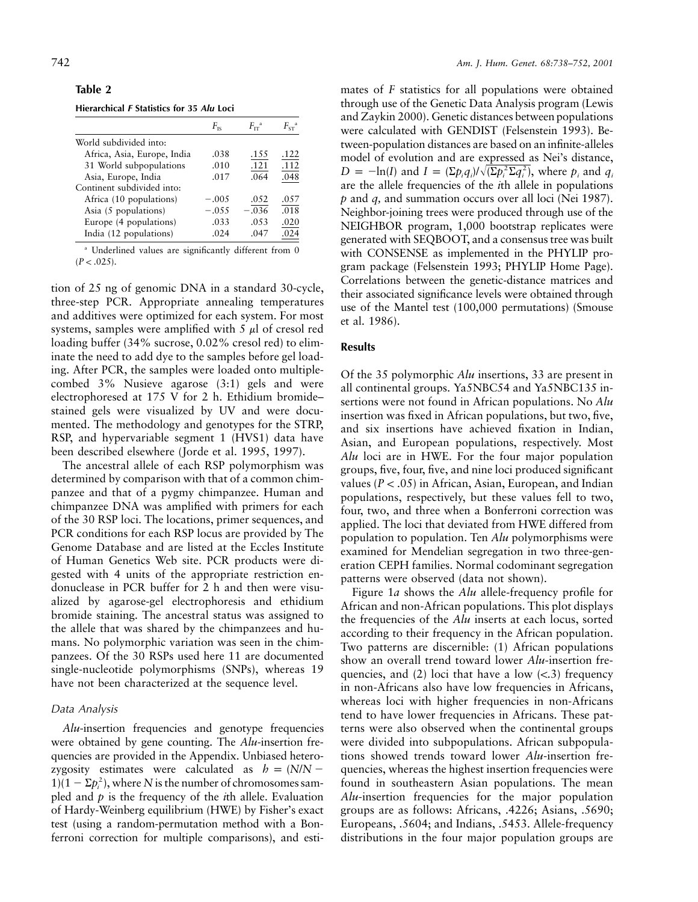**Table 2**

**Hierarchical *F* Statistics for 35 *Alu* Loci**

| | $F_{IS}$ | $F_{IT}$[a] | $F_{ST}$[a] |
|---|---|---|---|
| World subdivided into: | | | |
| Africa, Asia, Europe, India | .038 | .155 | .122 |
| 31 World subpopulations | .010 | .121 | .112 |
| Asia, Europe, India | .017 | .064 | .048 |
| Continent subdivided into: | | | |
| Africa (10 populations) | −.005 | .052 | .057 |
| Asia (5 populations) | −.055 | −.036 | .018 |
| Europe (4 populations) | .033 | .053 | .020 |
| India (12 populations) | .024 | .047 | .024 |

[a] Underlined values are significantly different from 0 ($P < .025$).

tion of 25 ng of genomic DNA in a standard 30-cycle, three-step PCR. Appropriate annealing temperatures and additives were optimized for each system. For most systems, samples were amplified with 5 μl of cresol red loading buffer (34% sucrose, 0.02% cresol red) to eliminate the need to add dye to the samples before gel loading. After PCR, the samples were loaded onto multiple-combed 3% Nusieve agarose (3:1) gels and were electrophoresed at 175 V for 2 h. Ethidium bromide–stained gels were visualized by UV and were documented. The methodology and genotypes for the STRP, RSP, and hypervariable segment 1 (HVS1) data have been described elsewhere (Jorde et al. 1995, 1997).

The ancestral allele of each RSP polymorphism was determined by comparison with that of a common chimpanzee and that of a pygmy chimpanzee. Human and chimpanzee DNA was amplified with primers for each of the 30 RSP loci. The locations, primer sequences, and PCR conditions for each RSP locus are provided by The Genome Database and are listed at the Eccles Institute of Human Genetics Web site. PCR products were digested with 4 units of the appropriate restriction endonuclease in PCR buffer for 2 h and then were visualized by agarose-gel electrophoresis and ethidium bromide staining. The ancestral status was assigned to the allele that was shared by the chimpanzees and humans. No polymorphic variation was seen in the chimpanzees. Of the 30 RSPs used here 11 are documented single-nucleotide polymorphisms (SNPs), whereas 19 have not been characterized at the sequence level.

### *Data Analysis*

*Alu*-insertion frequencies and genotype frequencies were obtained by gene counting. The *Alu*-insertion frequencies are provided in the Appendix. Unbiased heterozygosity estimates were calculated as $h = (N/N - 1)(1 - \Sigma p_i^2)$, where $N$ is the number of chromosomes sampled and $p$ is the frequency of the $i$th allele. Evaluation of Hardy-Weinberg equilibrium (HWE) by Fisher's exact test (using a random-permutation method with a Bonferroni correction for multiple comparisons), and estimates of *F* statistics for all populations were obtained through use of the Genetic Data Analysis program (Lewis and Zaykin 2000). Genetic distances between populations were calculated with GENDIST (Felsenstein 1993). Between-population distances are based on an infinite-alleles model of evolution and are expressed as Nei's distance, $D = -\ln(I)$ and $I = (\Sigma p_i q_i)/\sqrt{(\Sigma p_i^2 \Sigma q_i^2)}$, where $p_i$ and $q_i$ are the allele frequencies of the $i$th allele in populations $p$ and $q$, and summation occurs over all loci (Nei 1987). Neighbor-joining trees were produced through use of the NEIGHBOR program, 1,000 bootstrap replicates were generated with SEQBOOT, and a consensus tree was built with CONSENSE as implemented in the PHYLIP program package (Felsenstein 1993; PHYLIP Home Page). Correlations between the genetic-distance matrices and their associated significance levels were obtained through use of the Mantel test (100,000 permutations) (Smouse et al. 1986).

## Results

Of the 35 polymorphic *Alu* insertions, 33 are present in all continental groups. Ya5NBC54 and Ya5NBC135 insertions were not found in African populations. No *Alu* insertion was fixed in African populations, but two, five, and six insertions have achieved fixation in Indian, Asian, and European populations, respectively. Most *Alu* loci are in HWE. For the four major population groups, five, four, five, and nine loci produced significant values ($P < .05$) in African, Asian, European, and Indian populations, respectively, but these values fell to two, four, two, and three when a Bonferroni correction was applied. The loci that deviated from HWE differed from population to population. Ten *Alu* polymorphisms were examined for Mendelian segregation in two three-generation CEPH families. Normal codominant segregation patterns were observed (data not shown).

Figure 1*a* shows the *Alu* allele-frequency profile for African and non-African populations. This plot displays the frequencies of the *Alu* inserts at each locus, sorted according to their frequency in the African population. Two patterns are discernible: (1) African populations show an overall trend toward lower *Alu*-insertion frequencies, and (2) loci that have a low (<.3) frequency in non-Africans also have low frequencies in Africans, whereas loci with higher frequencies in non-Africans tend to have lower frequencies in Africans. These patterns were also observed when the continental groups were divided into subpopulations. African subpopulations showed trends toward lower *Alu*-insertion frequencies, whereas the highest insertion frequencies were found in southeastern Asian populations. The mean *Alu*-insertion frequencies for the major population groups are as follows: Africans, .4226; Asians, .5690; Europeans, .5604; and Indians, .5453. Allele-frequency distributions in the four major population groups are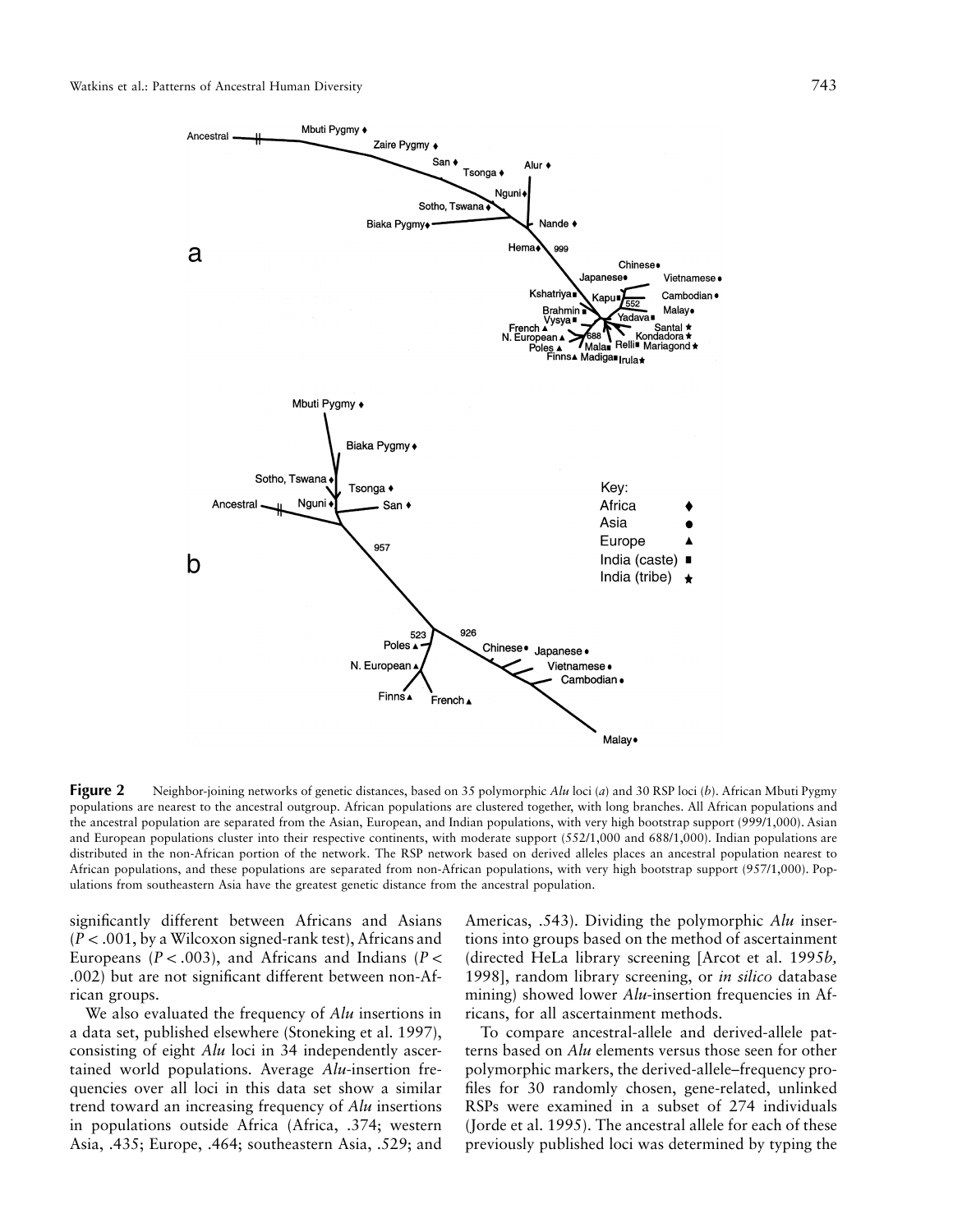**Figure 2** Neighbor-joining networks of genetic distances, based on 35 polymorphic *Alu* loci (*a*) and 30 RSP loci (*b*). African Mbuti Pygmy populations are nearest to the ancestral outgroup. African populations are clustered together, with long branches. All African populations and the ancestral population are separated from the Asian, European, and Indian populations, with very high bootstrap support (999/1,000). Asian and European populations cluster into their respective continents, with moderate support (552/1,000 and 688/1,000). Indian populations are distributed in the non-African portion of the network. The RSP network based on derived alleles places an ancestral population nearest to African populations, and these populations are separated from non-African populations, with very high bootstrap support (957/1,000). Populations from southeastern Asia have the greatest genetic distance from the ancestral population.

significantly different between Africans and Asians ($P < .001$, by a Wilcoxon signed-rank test), Africans and Europeans ($P < .003$), and Africans and Indians ($P < .002$) but are not significant different between non-African groups.

We also evaluated the frequency of *Alu* insertions in a data set, published elsewhere (Stoneking et al. 1997), consisting of eight *Alu* loci in 34 independently ascertained world populations. Average *Alu*-insertion frequencies over all loci in this data set show a similar trend toward an increasing frequency of *Alu* insertions in populations outside Africa (Africa, .374; western Asia, .435; Europe, .464; southeastern Asia, .529; and Americas, .543). Dividing the polymorphic *Alu* insertions into groups based on the method of ascertainment (directed HeLa library screening [Arcot et al. 1995*b,* 1998], random library screening, or *in silico* database mining) showed lower *Alu*-insertion frequencies in Africans, for all ascertainment methods.

To compare ancestral-allele and derived-allele patterns based on *Alu* elements versus those seen for other polymorphic markers, the derived-allele–frequency profiles for 30 randomly chosen, gene-related, unlinked RSPs were examined in a subset of 274 individuals (Jorde et al. 1995). The ancestral allele for each of these previously published loci was determined by typing the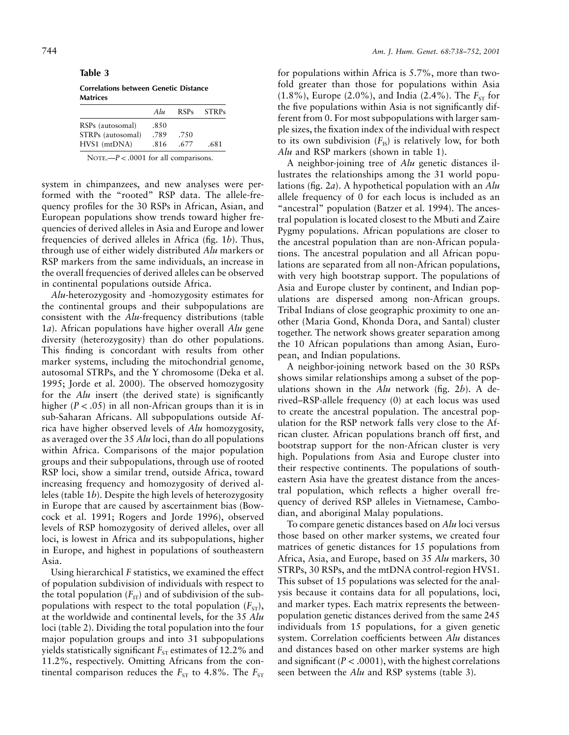**Table 3**

**Correlations between Genetic Distance Matrices**

| | *Alu* | RSPs | STRPs |
|---|---|---|---|
| RSPs (autosomal) | .850 | | |
| STRPs (autosomal) | .789 | .750 | |
| HVS1 (mtDNA) | .816 | .677 | .681 |

NOTE.—$P < .0001$ for all comparisons.

system in chimpanzees, and new analyses were performed with the "rooted" RSP data. The allele-frequency profiles for the 30 RSPs in African, Asian, and European populations show trends toward higher frequencies of derived alleles in Asia and Europe and lower frequencies of derived alleles in Africa (fig. 1*b*). Thus, through use of either widely distributed *Alu* markers or RSP markers from the same individuals, an increase in the overall frequencies of derived alleles can be observed in continental populations outside Africa.

*Alu*-heterozygosity and -homozygosity estimates for the continental groups and their subpopulations are consistent with the *Alu*-frequency distributions (table 1*a*). African populations have higher overall *Alu* gene diversity (heterozygosity) than do other populations. This finding is concordant with results from other marker systems, including the mitochondrial genome, autosomal STRPs, and the Y chromosome (Deka et al. 1995; Jorde et al. 2000). The observed homozygosity for the *Alu* insert (the derived state) is significantly higher ($P < .05$) in all non-African groups than it is in sub-Saharan Africans. All subpopulations outside Africa have higher observed levels of *Alu* homozygosity, as averaged over the 35 *Alu* loci, than do all populations within Africa. Comparisons of the major population groups and their subpopulations, through use of rooted RSP loci, show a similar trend, outside Africa, toward increasing frequency and homozygosity of derived alleles (table 1*b*). Despite the high levels of heterozygosity in Europe that are caused by ascertainment bias (Bowcock et al. 1991; Rogers and Jorde 1996), observed levels of RSP homozygosity of derived alleles, over all loci, is lowest in Africa and its subpopulations, higher in Europe, and highest in populations of southeastern Asia.

Using hierarchical *F* statistics, we examined the effect of population subdivision of individuals with respect to the total population ($F_{IT}$) and of subdivision of the subpopulations with respect to the total population ($F_{ST}$), at the worldwide and continental levels, for the 35 *Alu* loci (table 2). Dividing the total population into the four major population groups and into 31 subpopulations yields statistically significant $F_{ST}$ estimates of 12.2% and 11.2%, respectively. Omitting Africans from the continental comparison reduces the $F_{ST}$ to 4.8%. The $F_{ST}$ for populations within Africa is 5.7%, more than twofold greater than those for populations within Asia (1.8%), Europe (2.0%), and India (2.4%). The $F_{ST}$ for the five populations within Asia is not significantly different from 0. For most subpopulations with larger sample sizes, the fixation index of the individual with respect to its own subdivision ($F_{IS}$) is relatively low, for both *Alu* and RSP markers (shown in table 1).

A neighbor-joining tree of *Alu* genetic distances illustrates the relationships among the 31 world populations (fig. 2*a*). A hypothetical population with an *Alu* allele frequency of 0 for each locus is included as an "ancestral" population (Batzer et al. 1994). The ancestral population is located closest to the Mbuti and Zaire Pygmy populations. African populations are closer to the ancestral population than are non-African populations. The ancestral population and all African populations are separated from all non-African populations, with very high bootstrap support. The populations of Asia and Europe cluster by continent, and Indian populations are dispersed among non-African groups. Tribal Indians of close geographic proximity to one another (Maria Gond, Khonda Dora, and Santal) cluster together. The network shows greater separation among the 10 African populations than among Asian, European, and Indian populations.

A neighbor-joining network based on the 30 RSPs shows similar relationships among a subset of the populations shown in the *Alu* network (fig. 2*b*). A derived–RSP-allele frequency (0) at each locus was used to create the ancestral population. The ancestral population for the RSP network falls very close to the African cluster. African populations branch off first, and bootstrap support for the non-African cluster is very high. Populations from Asia and Europe cluster into their respective continents. The populations of southeastern Asia have the greatest distance from the ancestral population, which reflects a higher overall frequency of derived RSP alleles in Vietnamese, Cambodian, and aboriginal Malay populations.

To compare genetic distances based on *Alu* loci versus those based on other marker systems, we created four matrices of genetic distances for 15 populations from Africa, Asia, and Europe, based on 35 *Alu* markers, 30 STRPs, 30 RSPs, and the mtDNA control-region HVS1. This subset of 15 populations was selected for the analysis because it contains data for all populations, loci, and marker types. Each matrix represents the between-population genetic distances derived from the same 245 individuals from 15 populations, for a given genetic system. Correlation coefficients between *Alu* distances and distances based on other marker systems are high and significant ($P < .0001$), with the highest correlations seen between the *Alu* and RSP systems (table 3).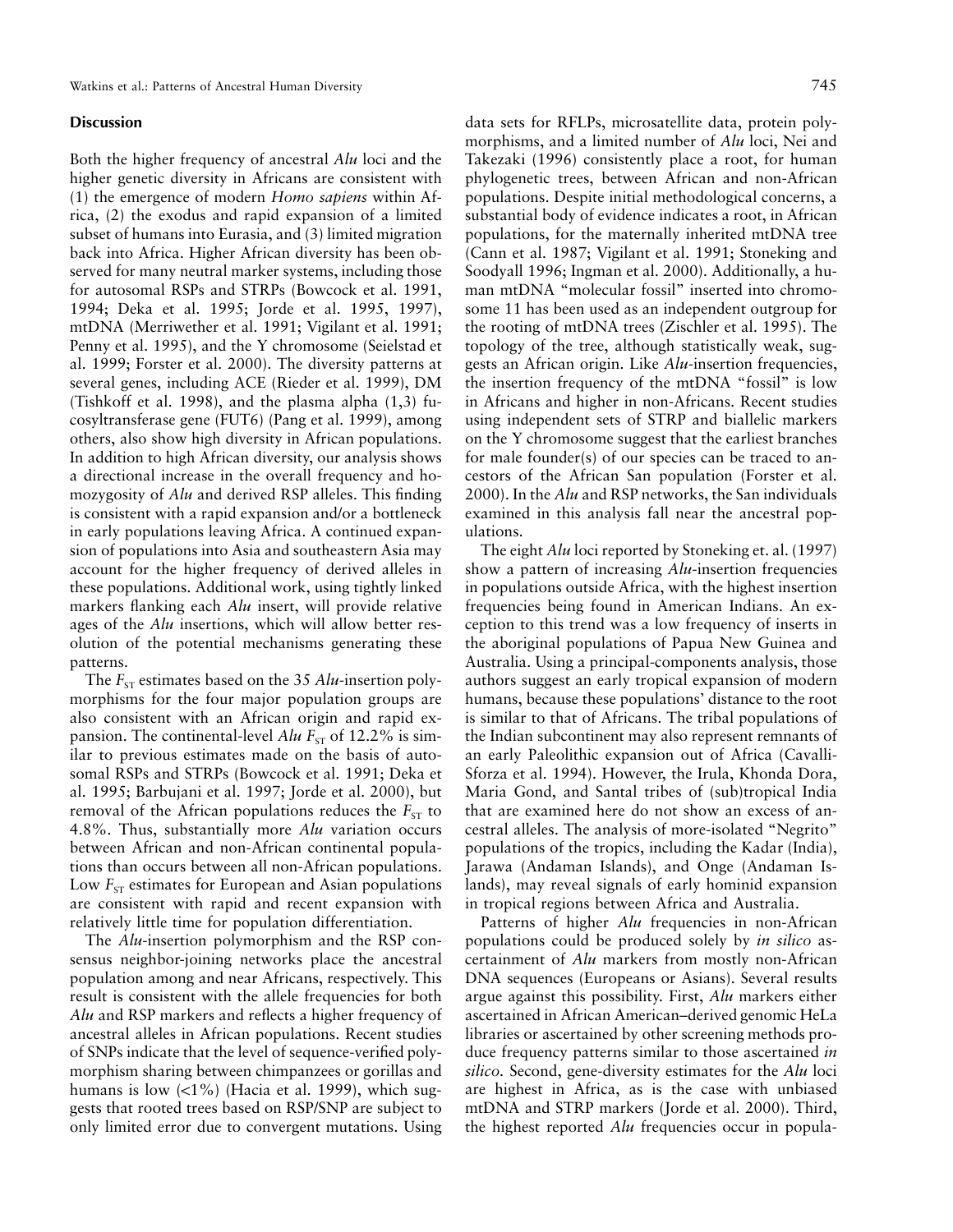## Discussion

Both the higher frequency of ancestral *Alu* loci and the higher genetic diversity in Africans are consistent with (1) the emergence of modern *Homo sapiens* within Africa, (2) the exodus and rapid expansion of a limited subset of humans into Eurasia, and (3) limited migration back into Africa. Higher African diversity has been observed for many neutral marker systems, including those for autosomal RSPs and STRPs (Bowcock et al. 1991, 1994; Deka et al. 1995; Jorde et al. 1995, 1997), mtDNA (Merriwether et al. 1991; Vigilant et al. 1991; Penny et al. 1995), and the Y chromosome (Seielstad et al. 1999; Forster et al. 2000). The diversity patterns at several genes, including ACE (Rieder et al. 1999), DM (Tishkoff et al. 1998), and the plasma alpha (1,3) fucosyltransferase gene (FUT6) (Pang et al. 1999), among others, also show high diversity in African populations. In addition to high African diversity, our analysis shows a directional increase in the overall frequency and homozygosity of *Alu* and derived RSP alleles. This finding is consistent with a rapid expansion and/or a bottleneck in early populations leaving Africa. A continued expansion of populations into Asia and southeastern Asia may account for the higher frequency of derived alleles in these populations. Additional work, using tightly linked markers flanking each *Alu* insert, will provide relative ages of the *Alu* insertions, which will allow better resolution of the potential mechanisms generating these patterns.

The $F_{ST}$ estimates based on the 35 *Alu*-insertion polymorphisms for the four major population groups are also consistent with an African origin and rapid expansion. The continental-level *Alu* $F_{ST}$ of 12.2% is similar to previous estimates made on the basis of autosomal RSPs and STRPs (Bowcock et al. 1991; Deka et al. 1995; Barbujani et al. 1997; Jorde et al. 2000), but removal of the African populations reduces the $F_{ST}$ to 4.8%. Thus, substantially more *Alu* variation occurs between African and non-African continental populations than occurs between all non-African populations. Low $F_{ST}$ estimates for European and Asian populations are consistent with rapid and recent expansion with relatively little time for population differentiation.

The *Alu*-insertion polymorphism and the RSP consensus neighbor-joining networks place the ancestral population among and near Africans, respectively. This result is consistent with the allele frequencies for both *Alu* and RSP markers and reflects a higher frequency of ancestral alleles in African populations. Recent studies of SNPs indicate that the level of sequence-verified polymorphism sharing between chimpanzees or gorillas and humans is low (<1%) (Hacia et al. 1999), which suggests that rooted trees based on RSP/SNP are subject to only limited error due to convergent mutations. Using data sets for RFLPs, microsatellite data, protein polymorphisms, and a limited number of *Alu* loci, Nei and Takezaki (1996) consistently place a root, for human phylogenetic trees, between African and non-African populations. Despite initial methodological concerns, a substantial body of evidence indicates a root, in African populations, for the maternally inherited mtDNA tree (Cann et al. 1987; Vigilant et al. 1991; Stoneking and Soodyall 1996; Ingman et al. 2000). Additionally, a human mtDNA "molecular fossil" inserted into chromosome 11 has been used as an independent outgroup for the rooting of mtDNA trees (Zischler et al. 1995). The topology of the tree, although statistically weak, suggests an African origin. Like *Alu*-insertion frequencies, the insertion frequency of the mtDNA "fossil" is low in Africans and higher in non-Africans. Recent studies using independent sets of STRP and biallelic markers on the Y chromosome suggest that the earliest branches for male founder(s) of our species can be traced to ancestors of the African San population (Forster et al. 2000). In the *Alu* and RSP networks, the San individuals examined in this analysis fall near the ancestral populations.

The eight *Alu* loci reported by Stoneking et. al. (1997) show a pattern of increasing *Alu*-insertion frequencies in populations outside Africa, with the highest insertion frequencies being found in American Indians. An exception to this trend was a low frequency of inserts in the aboriginal populations of Papua New Guinea and Australia. Using a principal-components analysis, those authors suggest an early tropical expansion of modern humans, because these populations' distance to the root is similar to that of Africans. The tribal populations of the Indian subcontinent may also represent remnants of an early Paleolithic expansion out of Africa (Cavalli-Sforza et al. 1994). However, the Irula, Khonda Dora, Maria Gond, and Santal tribes of (sub)tropical India that are examined here do not show an excess of ancestral alleles. The analysis of more-isolated "Negrito" populations of the tropics, including the Kadar (India), Jarawa (Andaman Islands), and Onge (Andaman Islands), may reveal signals of early hominid expansion in tropical regions between Africa and Australia.

Patterns of higher *Alu* frequencies in non-African populations could be produced solely by *in silico* ascertainment of *Alu* markers from mostly non-African DNA sequences (Europeans or Asians). Several results argue against this possibility. First, *Alu* markers either ascertained in African American–derived genomic HeLa libraries or ascertained by other screening methods produce frequency patterns similar to those ascertained *in silico*. Second, gene-diversity estimates for the *Alu* loci are highest in Africa, as is the case with unbiased mtDNA and STRP markers (Jorde et al. 2000). Third, the highest reported *Alu* frequencies occur in popula-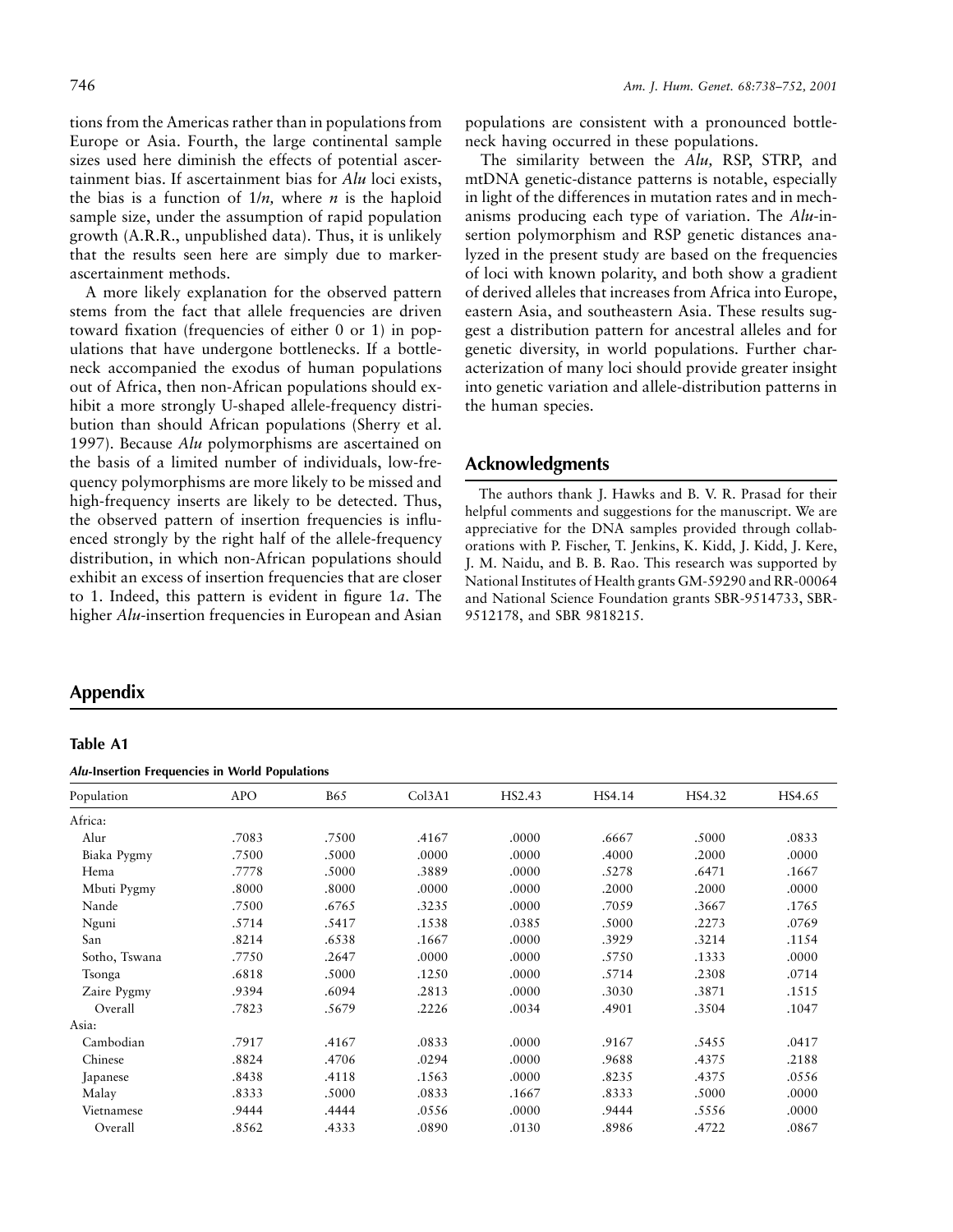tions from the Americas rather than in populations from Europe or Asia. Fourth, the large continental sample sizes used here diminish the effects of potential ascertainment bias. If ascertainment bias for *Alu* loci exists, the bias is a function of $1/n$, where $n$ is the haploid sample size, under the assumption of rapid population growth (A.R.R., unpublished data). Thus, it is unlikely that the results seen here are simply due to marker-ascertainment methods.

A more likely explanation for the observed pattern stems from the fact that allele frequencies are driven toward fixation (frequencies of either 0 or 1) in populations that have undergone bottlenecks. If a bottleneck accompanied the exodus of human populations out of Africa, then non-African populations should exhibit a more strongly U-shaped allele-frequency distribution than should African populations (Sherry et al. 1997). Because *Alu* polymorphisms are ascertained on the basis of a limited number of individuals, low-frequency polymorphisms are more likely to be missed and high-frequency inserts are likely to be detected. Thus, the observed pattern of insertion frequencies is influenced strongly by the right half of the allele-frequency distribution, in which non-African populations should exhibit an excess of insertion frequencies that are closer to 1. Indeed, this pattern is evident in figure 1*a*. The higher *Alu*-insertion frequencies in European and Asian populations are consistent with a pronounced bottleneck having occurred in these populations.

The similarity between the *Alu,* RSP, STRP, and mtDNA genetic-distance patterns is notable, especially in light of the differences in mutation rates and in mechanisms producing each type of variation. The *Alu*-insertion polymorphism and RSP genetic distances analyzed in the present study are based on the frequencies of loci with known polarity, and both show a gradient of derived alleles that increases from Africa into Europe, eastern Asia, and southeastern Asia. These results suggest a distribution pattern for ancestral alleles and for genetic diversity, in world populations. Further characterization of many loci should provide greater insight into genetic variation and allele-distribution patterns in the human species.

## Acknowledgments

The authors thank J. Hawks and B. V. R. Prasad for their helpful comments and suggestions for the manuscript. We are appreciative for the DNA samples provided through collaborations with P. Fischer, T. Jenkins, K. Kidd, J. Kidd, J. Kere, J. M. Naidu, and B. B. Rao. This research was supported by National Institutes of Health grants GM-59290 and RR-00064 and National Science Foundation grants SBR-9514733, SBR-9512178, and SBR 9818215.

## Appendix

### Table A1

***Alu*-Insertion Frequencies in World Populations**

| Population | APO | B65 | Col3A1 | HS2.43 | HS4.14 | HS4.32 | HS4.65 |
|---|---|---|---|---|---|---|---|
| Africa: | | | | | | | |
| Alur | .7083 | .7500 | .4167 | .0000 | .6667 | .5000 | .0833 |
| Biaka Pygmy | .7500 | .5000 | .0000 | .0000 | .4000 | .2000 | .0000 |
| Hema | .7778 | .5000 | .3889 | .0000 | .5278 | .6471 | .1667 |
| Mbuti Pygmy | .8000 | .8000 | .0000 | .0000 | .2000 | .2000 | .0000 |
| Nande | .7500 | .6765 | .3235 | .0000 | .7059 | .3667 | .1765 |
| Nguni | .5714 | .5417 | .1538 | .0385 | .5000 | .2273 | .0769 |
| San | .8214 | .6538 | .1667 | .0000 | .3929 | .3214 | .1154 |
| Sotho, Tswana | .7750 | .2647 | .0000 | .0000 | .5750 | .1333 | .0000 |
| Tsonga | .6818 | .5000 | .1250 | .0000 | .5714 | .2308 | .0714 |
| Zaire Pygmy | .9394 | .6094 | .2813 | .0000 | .3030 | .3871 | .1515 |
| Overall | .7823 | .5679 | .2226 | .0034 | .4901 | .3504 | .1047 |
| Asia: | | | | | | | |
| Cambodian | .7917 | .4167 | .0833 | .0000 | .9167 | .5455 | .0417 |
| Chinese | .8824 | .4706 | .0294 | .0000 | .9688 | .4375 | .2188 |
| Japanese | .8438 | .4118 | .1563 | .0000 | .8235 | .4375 | .0556 |
| Malay | .8333 | .5000 | .0833 | .1667 | .8333 | .5000 | .0000 |
| Vietnamese | .9444 | .4444 | .0556 | .0000 | .9444 | .5556 | .0000 |
| Overall | .8562 | .4333 | .0890 | .0130 | .8986 | .4722 | .0867 |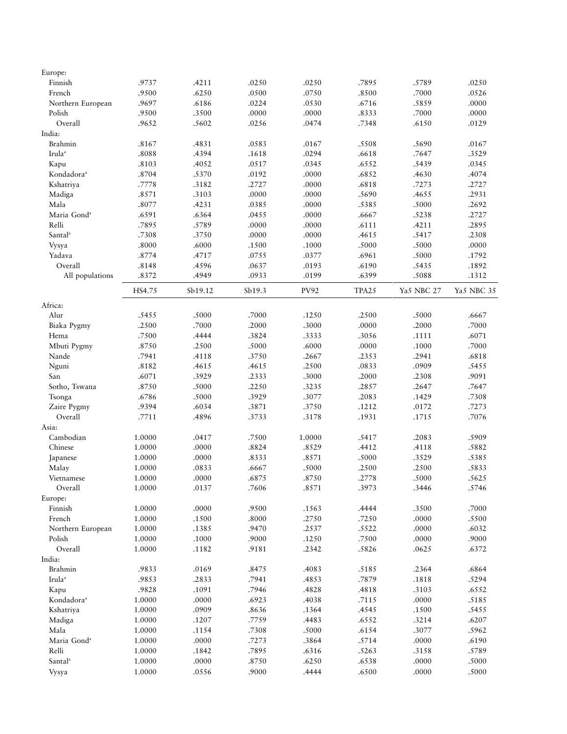| | | | | | | | |
|---|---|---|---|---|---|---|---|
| Europe: | | | | | | | |
| Finnish | .9737 | .4211 | .0250 | .0250 | .7895 | .5789 | .0250 |
| French | .9500 | .6250 | .0500 | .0750 | .8500 | .7000 | .0526 |
| Northern European | .9697 | .6186 | .0224 | .0530 | .6716 | .5859 | .0000 |
| Polish | .9500 | .3500 | .0000 | .0000 | .8333 | .7000 | .0000 |
| Overall | .9652 | .5602 | .0256 | .0474 | .7348 | .6150 | .0129 |
| India: | | | | | | | |
| Brahmin | .8167 | .4831 | .0583 | .0167 | .5508 | .5690 | .0167 |
| Irula[a] | .8088 | .4394 | .1618 | .0294 | .6618 | .7647 | .3529 |
| Kapu | .8103 | .4052 | .0517 | .0345 | .6552 | .5439 | .0345 |
| Kondadora[a] | .8704 | .5370 | .0192 | .0000 | .6852 | .4630 | .4074 |
| Kshatriya | .7778 | .3182 | .2727 | .0000 | .6818 | .7273 | .2727 |
| Madiga | .8571 | .3103 | .0000 | .0000 | .5690 | .4655 | .2931 |
| Mala | .8077 | .4231 | .0385 | .0000 | .5385 | .5000 | .2692 |
| Maria Gond[a] | .6591 | .6364 | .0455 | .0000 | .6667 | .5238 | .2727 |
| Relli | .7895 | .5789 | .0000 | .0000 | .6111 | .4211 | .2895 |
| Santal[a] | .7308 | .3750 | .0000 | .0000 | .4615 | .5417 | .2308 |
| Vysya | .8000 | .6000 | .1500 | .1000 | .5000 | .5000 | .0000 |
| Yadava | .8774 | .4717 | .0755 | .0377 | .6961 | .5000 | .1792 |
| Overall | .8148 | .4596 | .0637 | .0193 | .6190 | .5435 | .1892 |
| All populations | .8372 | .4949 | .0933 | .0199 | .6399 | .5088 | .1312 |

| | HS4.75 | Sb19.12 | Sb19.3 | PV92 | TPA25 | Ya5 NBC 27 | Ya5 NBC 35 |
|---|---|---|---|---|---|---|---|
| Africa: | | | | | | | |
| Alur | .5455 | .5000 | .7000 | .1250 | .2500 | .5000 | .6667 |
| Biaka Pygmy | .2500 | .7000 | .2000 | .3000 | .0000 | .2000 | .7000 |
| Hema | .7500 | .4444 | .3824 | .3333 | .3056 | .1111 | .6071 |
| Mbuti Pygmy | .8750 | .2500 | .5000 | .6000 | .0000 | .1000 | .7000 |
| Nande | .7941 | .4118 | .3750 | .2667 | .2353 | .2941 | .6818 |
| Nguni | .8182 | .4615 | .4615 | .2500 | .0833 | .0909 | .5455 |
| San | .6071 | .3929 | .2333 | .3000 | .2000 | .2308 | .9091 |
| Sotho, Tswana | .8750 | .5000 | .2250 | .3235 | .2857 | .2647 | .7647 |
| Tsonga | .6786 | .5000 | .3929 | .3077 | .2083 | .1429 | .7308 |
| Zaire Pygmy | .9394 | .6034 | .3871 | .3750 | .1212 | .0172 | .7273 |
| Overall | .7711 | .4896 | .3733 | .3178 | .1931 | .1715 | .7076 |
| Asia: | | | | | | | |
| Cambodian | 1.0000 | .0417 | .7500 | 1.0000 | .5417 | .2083 | .5909 |
| Chinese | 1.0000 | .0000 | .8824 | .8529 | .4412 | .4118 | .5882 |
| Japanese | 1.0000 | .0000 | .8333 | .8571 | .5000 | .3529 | .5385 |
| Malay | 1.0000 | .0833 | .6667 | .5000 | .2500 | .2500 | .5833 |
| Vietnamese | 1.0000 | .0000 | .6875 | .8750 | .2778 | .5000 | .5625 |
| Overall | 1.0000 | .0137 | .7606 | .8571 | .3973 | .3446 | .5746 |
| Europe: | | | | | | | |
| Finnish | 1.0000 | .0000 | .9500 | .1563 | .4444 | .3500 | .7000 |
| French | 1.0000 | .1500 | .8000 | .2750 | .7250 | .0000 | .5500 |
| Northern European | 1.0000 | .1385 | .9470 | .2537 | .5522 | .0000 | .6032 |
| Polish | 1.0000 | .1000 | .9000 | .1250 | .7500 | .0000 | .9000 |
| Overall | 1.0000 | .1182 | .9181 | .2342 | .5826 | .0625 | .6372 |
| India: | | | | | | | |
| Brahmin | .9833 | .0169 | .8475 | .4083 | .5185 | .2364 | .6864 |
| Irula[a] | .9853 | .2833 | .7941 | .4853 | .7879 | .1818 | .5294 |
| Kapu | .9828 | .1091 | .7946 | .4828 | .4818 | .3103 | .6552 |
| Kondadora[a] | 1.0000 | .0000 | .6923 | .4038 | .7115 | .0000 | .5185 |
| Kshatriya | 1.0000 | .0909 | .8636 | .1364 | .4545 | .1500 | .5455 |
| Madiga | 1.0000 | .1207 | .7759 | .4483 | .6552 | .3214 | .6207 |
| Mala | 1.0000 | .1154 | .7308 | .5000 | .6154 | .3077 | .5962 |
| Maria Gond[a] | 1.0000 | .0000 | .7273 | .3864 | .5714 | .0000 | .6190 |
| Relli | 1.0000 | .1842 | .7895 | .6316 | .5263 | .3158 | .5789 |
| Santal[a] | 1.0000 | .0000 | .8750 | .6250 | .6538 | .0000 | .5000 |
| Vysya | 1.0000 | .0556 | .9000 | .4444 | .6500 | .0000 | .5000 |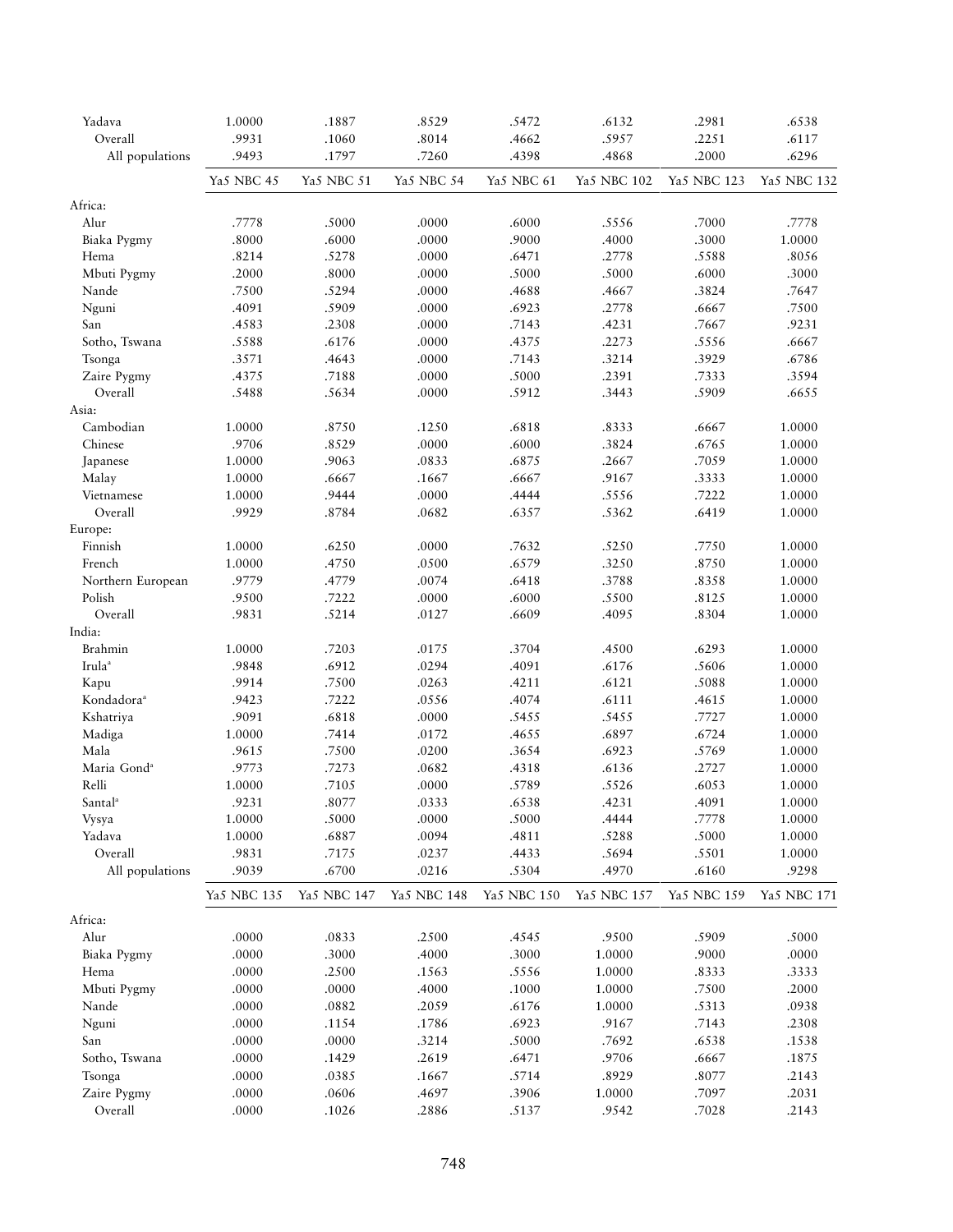| | | | | | | | |
|---|---|---|---|---|---|---|---|
| Yadava | 1.0000 | .1887 | .8529 | .5472 | .6132 | .2981 | .6538 |
| Overall | .9931 | .1060 | .8014 | .4662 | .5957 | .2251 | .6117 |
| All populations | .9493 | .1797 | .7260 | .4398 | .4868 | .2000 | .6296 |

| | Ya5 NBC 45 | Ya5 NBC 51 | Ya5 NBC 54 | Ya5 NBC 61 | Ya5 NBC 102 | Ya5 NBC 123 | Ya5 NBC 132 |
|---|---|---|---|---|---|---|---|
| Africa: | | | | | | | |
| Alur | .7778 | .5000 | .0000 | .6000 | .5556 | .7000 | .7778 |
| Biaka Pygmy | .8000 | .6000 | .0000 | .9000 | .4000 | .3000 | 1.0000 |
| Hema | .8214 | .5278 | .0000 | .6471 | .2778 | .5588 | .8056 |
| Mbuti Pygmy | .2000 | .8000 | .0000 | .5000 | .5000 | .6000 | .3000 |
| Nande | .7500 | .5294 | .0000 | .4688 | .4667 | .3824 | .7647 |
| Nguni | .4091 | .5909 | .0000 | .6923 | .2778 | .6667 | .7500 |
| San | .4583 | .2308 | .0000 | .7143 | .4231 | .7667 | .9231 |
| Sotho, Tswana | .5588 | .6176 | .0000 | .4375 | .2273 | .5556 | .6667 |
| Tsonga | .3571 | .4643 | .0000 | .7143 | .3214 | .3929 | .6786 |
| Zaire Pygmy | .4375 | .7188 | .0000 | .5000 | .2391 | .7333 | .3594 |
| Overall | .5488 | .5634 | .0000 | .5912 | .3443 | .5909 | .6655 |
| Asia: | | | | | | | |
| Cambodian | 1.0000 | .8750 | .1250 | .6818 | .8333 | .6667 | 1.0000 |
| Chinese | .9706 | .8529 | .0000 | .6000 | .3824 | .6765 | 1.0000 |
| Japanese | 1.0000 | .9063 | .0833 | .6875 | .2667 | .7059 | 1.0000 |
| Malay | 1.0000 | .6667 | .1667 | .6667 | .9167 | .3333 | 1.0000 |
| Vietnamese | 1.0000 | .9444 | .0000 | .4444 | .5556 | .7222 | 1.0000 |
| Overall | .9929 | .8784 | .0682 | .6357 | .5362 | .6419 | 1.0000 |
| Europe: | | | | | | | |
| Finnish | 1.0000 | .6250 | .0000 | .7632 | .5250 | .7750 | 1.0000 |
| French | 1.0000 | .4750 | .0500 | .6579 | .3250 | .8750 | 1.0000 |
| Northern European | .9779 | .4779 | .0074 | .6418 | .3788 | .8358 | 1.0000 |
| Polish | .9500 | .7222 | .0000 | .6000 | .5500 | .8125 | 1.0000 |
| Overall | .9831 | .5214 | .0127 | .6609 | .4095 | .8304 | 1.0000 |
| India: | | | | | | | |
| Brahmin | 1.0000 | .7203 | .0175 | .3704 | .4500 | .6293 | 1.0000 |
| Irula[a] | .9848 | .6912 | .0294 | .4091 | .6176 | .5606 | 1.0000 |
| Kapu | .9914 | .7500 | .0263 | .4211 | .6121 | .5088 | 1.0000 |
| Kondadora[a] | .9423 | .7222 | .0556 | .4074 | .6111 | .4615 | 1.0000 |
| Kshatriya | .9091 | .6818 | .0000 | .5455 | .5455 | .7727 | 1.0000 |
| Madiga | 1.0000 | .7414 | .0172 | .4655 | .6897 | .6724 | 1.0000 |
| Mala | .9615 | .7500 | .0200 | .3654 | .6923 | .5769 | 1.0000 |
| Maria Gond[a] | .9773 | .7273 | .0682 | .4318 | .6136 | .2727 | 1.0000 |
| Relli | 1.0000 | .7105 | .0000 | .5789 | .5526 | .6053 | 1.0000 |
| Santal[a] | .9231 | .8077 | .0333 | .6538 | .4231 | .4091 | 1.0000 |
| Vysya | 1.0000 | .5000 | .0000 | .5000 | .4444 | .7778 | 1.0000 |
| Yadava | 1.0000 | .6887 | .0094 | .4811 | .5288 | .5000 | 1.0000 |
| Overall | .9831 | .7175 | .0237 | .4433 | .5694 | .5501 | 1.0000 |
| All populations | .9039 | .6700 | .0216 | .5304 | .4970 | .6160 | .9298 |

| | Ya5 NBC 135 | Ya5 NBC 147 | Ya5 NBC 148 | Ya5 NBC 150 | Ya5 NBC 157 | Ya5 NBC 159 | Ya5 NBC 171 |
|---|---|---|---|---|---|---|---|
| Africa: | | | | | | | |
| Alur | .0000 | .0833 | .2500 | .4545 | .9500 | .5909 | .5000 |
| Biaka Pygmy | .0000 | .3000 | .4000 | .3000 | 1.0000 | .9000 | .0000 |
| Hema | .0000 | .2500 | .1563 | .5556 | 1.0000 | .8333 | .3333 |
| Mbuti Pygmy | .0000 | .0000 | .4000 | .1000 | 1.0000 | .7500 | .2000 |
| Nande | .0000 | .0882 | .2059 | .6176 | 1.0000 | .5313 | .0938 |
| Nguni | .0000 | .1154 | .1786 | .6923 | .9167 | .7143 | .2308 |
| San | .0000 | .0000 | .3214 | .5000 | .7692 | .6538 | .1538 |
| Sotho, Tswana | .0000 | .1429 | .2619 | .6471 | .9706 | .6667 | .1875 |
| Tsonga | .0000 | .0385 | .1667 | .5714 | .8929 | .8077 | .2143 |
| Zaire Pygmy | .0000 | .0606 | .4697 | .3906 | 1.0000 | .7097 | .2031 |
| Overall | .0000 | .1026 | .2886 | .5137 | .9542 | .7028 | .2143 |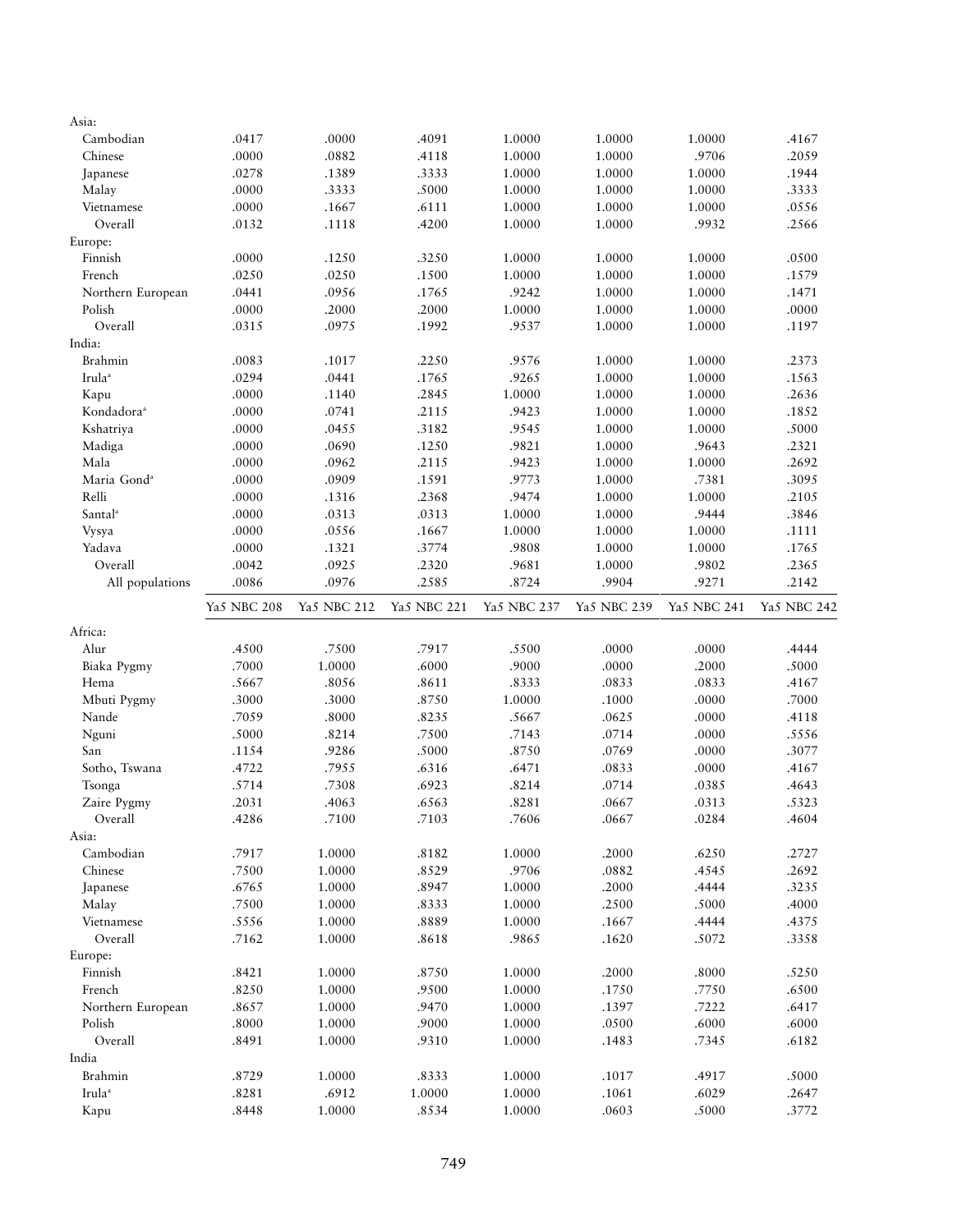| | | | | | | | |
|---|---|---|---|---|---|---|---|
| Asia: | | | | | | | |
| Cambodian | .0417 | .0000 | .4091 | 1.0000 | 1.0000 | 1.0000 | .4167 |
| Chinese | .0000 | .0882 | .4118 | 1.0000 | 1.0000 | .9706 | .2059 |
| Japanese | .0278 | .1389 | .3333 | 1.0000 | 1.0000 | 1.0000 | .1944 |
| Malay | .0000 | .3333 | .5000 | 1.0000 | 1.0000 | 1.0000 | .3333 |
| Vietnamese | .0000 | .1667 | .6111 | 1.0000 | 1.0000 | 1.0000 | .0556 |
| Overall | .0132 | .1118 | .4200 | 1.0000 | 1.0000 | .9932 | .2566 |
| Europe: | | | | | | | |
| Finnish | .0000 | .1250 | .3250 | 1.0000 | 1.0000 | 1.0000 | .0500 |
| French | .0250 | .0250 | .1500 | 1.0000 | 1.0000 | 1.0000 | .1579 |
| Northern European | .0441 | .0956 | .1765 | .9242 | 1.0000 | 1.0000 | .1471 |
| Polish | .0000 | .2000 | .2000 | 1.0000 | 1.0000 | 1.0000 | .0000 |
| Overall | .0315 | .0975 | .1992 | .9537 | 1.0000 | 1.0000 | .1197 |
| India: | | | | | | | |
| Brahmin | .0083 | .1017 | .2250 | .9576 | 1.0000 | 1.0000 | .2373 |
| Irula[a] | .0294 | .0441 | .1765 | .9265 | 1.0000 | 1.0000 | .1563 |
| Kapu | .0000 | .1140 | .2845 | 1.0000 | 1.0000 | 1.0000 | .2636 |
| Kondadora[a] | .0000 | .0741 | .2115 | .9423 | 1.0000 | 1.0000 | .1852 |
| Kshatriya | .0000 | .0455 | .3182 | .9545 | 1.0000 | 1.0000 | .5000 |
| Madiga | .0000 | .0690 | .1250 | .9821 | 1.0000 | .9643 | .2321 |
| Mala | .0000 | .0962 | .2115 | .9423 | 1.0000 | 1.0000 | .2692 |
| Maria Gond[a] | .0000 | .0909 | .1591 | .9773 | 1.0000 | .7381 | .3095 |
| Relli | .0000 | .1316 | .2368 | .9474 | 1.0000 | 1.0000 | .2105 |
| Santal[a] | .0000 | .0313 | .0313 | 1.0000 | 1.0000 | .9444 | .3846 |
| Vysya | .0000 | .0556 | .1667 | 1.0000 | 1.0000 | 1.0000 | .1111 |
| Yadava | .0000 | .1321 | .3774 | .9808 | 1.0000 | 1.0000 | .1765 |
| Overall | .0042 | .0925 | .2320 | .9681 | 1.0000 | .9802 | .2365 |
| All populations | .0086 | .0976 | .2585 | .8724 | .9904 | .9271 | .2142 |

| | Ya5 NBC 208 | Ya5 NBC 212 | Ya5 NBC 221 | Ya5 NBC 237 | Ya5 NBC 239 | Ya5 NBC 241 | Ya5 NBC 242 |
|---|---|---|---|---|---|---|---|
| Africa: | | | | | | | |
| Alur | .4500 | .7500 | .7917 | .5500 | .0000 | .0000 | .4444 |
| Biaka Pygmy | .7000 | 1.0000 | .6000 | .9000 | .0000 | .2000 | .5000 |
| Hema | .5667 | .8056 | .8611 | .8333 | .0833 | .0833 | .4167 |
| Mbuti Pygmy | .3000 | .3000 | .8750 | 1.0000 | .1000 | .0000 | .7000 |
| Nande | .7059 | .8000 | .8235 | .5667 | .0625 | .0000 | .4118 |
| Nguni | .5000 | .8214 | .7500 | .7143 | .0714 | .0000 | .5556 |
| San | .1154 | .9286 | .5000 | .8750 | .0769 | .0000 | .3077 |
| Sotho, Tswana | .4722 | .7955 | .6316 | .6471 | .0833 | .0000 | .4167 |
| Tsonga | .5714 | .7308 | .6923 | .8214 | .0714 | .0385 | .4643 |
| Zaire Pygmy | .2031 | .4063 | .6563 | .8281 | .0667 | .0313 | .5323 |
| Overall | .4286 | .7100 | .7103 | .7606 | .0667 | .0284 | .4604 |
| Asia: | | | | | | | |
| Cambodian | .7917 | 1.0000 | .8182 | 1.0000 | .2000 | .6250 | .2727 |
| Chinese | .7500 | 1.0000 | .8529 | .9706 | .0882 | .4545 | .2692 |
| Japanese | .6765 | 1.0000 | .8947 | 1.0000 | .2000 | .4444 | .3235 |
| Malay | .7500 | 1.0000 | .8333 | 1.0000 | .2500 | .5000 | .4000 |
| Vietnamese | .5556 | 1.0000 | .8889 | 1.0000 | .1667 | .4444 | .4375 |
| Overall | .7162 | 1.0000 | .8618 | .9865 | .1620 | .5072 | .3358 |
| Europe: | | | | | | | |
| Finnish | .8421 | 1.0000 | .8750 | 1.0000 | .2000 | .8000 | .5250 |
| French | .8250 | 1.0000 | .9500 | 1.0000 | .1750 | .7750 | .6500 |
| Northern European | .8657 | 1.0000 | .9470 | 1.0000 | .1397 | .7222 | .6417 |
| Polish | .8000 | 1.0000 | .9000 | 1.0000 | .0500 | .6000 | .6000 |
| Overall | .8491 | 1.0000 | .9310 | 1.0000 | .1483 | .7345 | .6182 |
| India | | | | | | | |
| Brahmin | .8729 | 1.0000 | .8333 | 1.0000 | .1017 | .4917 | .5000 |
| Irula[a] | .8281 | .6912 | 1.0000 | 1.0000 | .1061 | .6029 | .2647 |
| Kapu | .8448 | 1.0000 | .8534 | 1.0000 | .0603 | .5000 | .3772 |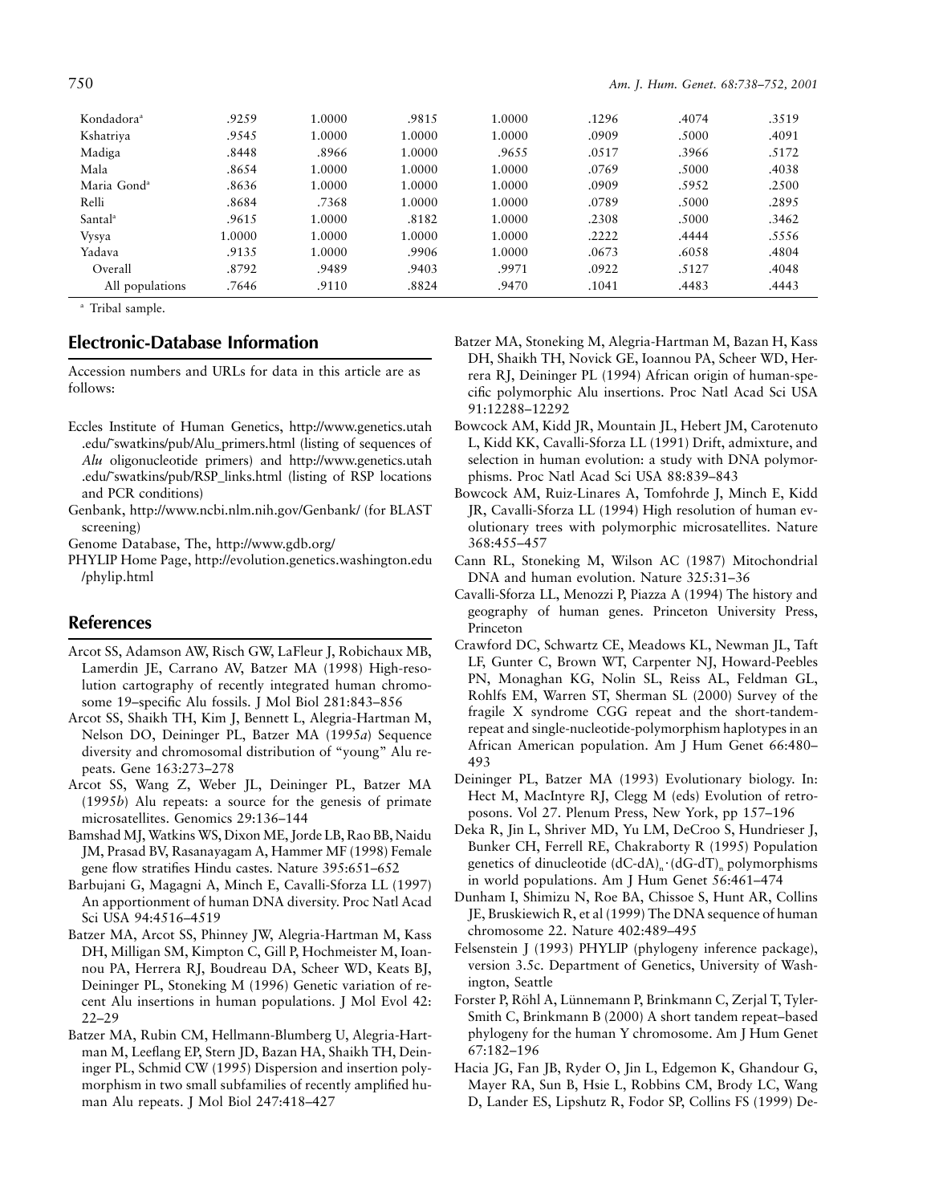| | | | | | | | |
|---|---|---|---|---|---|---|---|
| Kondadora[a] | .9259 | 1.0000 | .9815 | 1.0000 | .1296 | .4074 | .3519 |
| Kshatriya | .9545 | 1.0000 | 1.0000 | 1.0000 | .0909 | .5000 | .4091 |
| Madiga | .8448 | .8966 | 1.0000 | .9655 | .0517 | .3966 | .5172 |
| Mala | .8654 | 1.0000 | 1.0000 | 1.0000 | .0769 | .5000 | .4038 |
| Maria Gond[a] | .8636 | 1.0000 | 1.0000 | 1.0000 | .0909 | .5952 | .2500 |
| Relli | .8684 | .7368 | 1.0000 | 1.0000 | .0789 | .5000 | .2895 |
| Santal[a] | .9615 | 1.0000 | .8182 | 1.0000 | .2308 | .5000 | .3462 |
| Vysya | 1.0000 | 1.0000 | 1.0000 | 1.0000 | .2222 | .4444 | .5556 |
| Yadava | .9135 | 1.0000 | .9906 | 1.0000 | .0673 | .6058 | .4804 |
| Overall | .8792 | .9489 | .9403 | .9971 | .0922 | .5127 | .4048 |
| All populations | .7646 | .9110 | .8824 | .9470 | .1041 | .4483 | .4443 |

[a] Tribal sample.

## Electronic-Database Information

Accession numbers and URLs for data in this article are as follows:

- Eccles Institute of Human Genetics, http://www.genetics.utah.edu/~swatkins/pub/Alu_primers.html (listing of sequences of *Alu* oligonucleotide primers) and http://www.genetics.utah.edu/~swatkins/pub/RSP_links.html (listing of RSP locations and PCR conditions)
- Genbank, http://www.ncbi.nlm.nih.gov/Genbank/ (for BLAST screening)
- Genome Database, The, http://www.gdb.org/
- PHYLIP Home Page, http://evolution.genetics.washington.edu/phylip.html

## References

Arcot SS, Adamson AW, Risch GW, LaFleur J, Robichaux MB, Lamerdin JE, Carrano AV, Batzer MA (1998) High-resolution cartography of recently integrated human chromosome 19–specific Alu fossils. J Mol Biol 281:843–856

Arcot SS, Shaikh TH, Kim J, Bennett L, Alegria-Hartman M, Nelson DO, Deininger PL, Batzer MA (1995*a*) Sequence diversity and chromosomal distribution of "young" Alu repeats. Gene 163:273–278

Arcot SS, Wang Z, Weber JL, Deininger PL, Batzer MA (1995*b*) Alu repeats: a source for the genesis of primate microsatellites. Genomics 29:136–144

Bamshad MJ, Watkins WS, Dixon ME, Jorde LB, Rao BB, Naidu JM, Prasad BV, Rasanayagam A, Hammer MF (1998) Female gene flow stratifies Hindu castes. Nature 395:651–652

Barbujani G, Magagni A, Minch E, Cavalli-Sforza LL (1997) An apportionment of human DNA diversity. Proc Natl Acad Sci USA 94:4516–4519

Batzer MA, Arcot SS, Phinney JW, Alegria-Hartman M, Kass DH, Milligan SM, Kimpton C, Gill P, Hochmeister M, Ioannou PA, Herrera RJ, Boudreau DA, Scheer WD, Keats BJ, Deininger PL, Stoneking M (1996) Genetic variation of recent Alu insertions in human populations. J Mol Evol 42:22–29

Batzer MA, Rubin CM, Hellmann-Blumberg U, Alegria-Hartman M, Leeflang EP, Stern JD, Bazan HA, Shaikh TH, Deininger PL, Schmid CW (1995) Dispersion and insertion polymorphism in two small subfamilies of recently amplified human Alu repeats. J Mol Biol 247:418–427

Batzer MA, Stoneking M, Alegria-Hartman M, Bazan H, Kass DH, Shaikh TH, Novick GE, Ioannou PA, Scheer WD, Herrera RJ, Deininger PL (1994) African origin of human-specific polymorphic Alu insertions. Proc Natl Acad Sci USA 91:12288–12292

Bowcock AM, Kidd JR, Mountain JL, Hebert JM, Carotenuto L, Kidd KK, Cavalli-Sforza LL (1991) Drift, admixture, and selection in human evolution: a study with DNA polymorphisms. Proc Natl Acad Sci USA 88:839–843

Bowcock AM, Ruiz-Linares A, Tomfohrde J, Minch E, Kidd JR, Cavalli-Sforza LL (1994) High resolution of human evolutionary trees with polymorphic microsatellites. Nature 368:455–457

Cann RL, Stoneking M, Wilson AC (1987) Mitochondrial DNA and human evolution. Nature 325:31–36

Cavalli-Sforza LL, Menozzi P, Piazza A (1994) The history and geography of human genes. Princeton University Press, Princeton

Crawford DC, Schwartz CE, Meadows KL, Newman JL, Taft LF, Gunter C, Brown WT, Carpenter NJ, Howard-Peebles PN, Monaghan KG, Nolin SL, Reiss AL, Feldman GL, Rohlfs EM, Warren ST, Sherman SL (2000) Survey of the fragile X syndrome CGG repeat and the short-tandem-repeat and single-nucleotide-polymorphism haplotypes in an African American population. Am J Hum Genet 66:480–493

Deininger PL, Batzer MA (1993) Evolutionary biology. In: Hect M, MacIntyre RJ, Clegg M (eds) Evolution of retroposons. Vol 27. Plenum Press, New York, pp 157–196

Deka R, Jin L, Shriver MD, Yu LM, DeCroo S, Hundrieser J, Bunker CH, Ferrell RE, Chakraborty R (1995) Population genetics of dinucleotide $(dC\text{-}dA)_n \cdot (dG\text{-}dT)_n$ polymorphisms in world populations. Am J Hum Genet 56:461–474

Dunham I, Shimizu N, Roe BA, Chissoe S, Hunt AR, Collins JE, Bruskiewich R, et al (1999) The DNA sequence of human chromosome 22. Nature 402:489–495

Felsenstein J (1993) PHYLIP (phylogeny inference package), version 3.5c. Department of Genetics, University of Washington, Seattle

Forster P, Röhl A, Lünnemann P, Brinkmann C, Zerjal T, Tyler-Smith C, Brinkmann B (2000) A short tandem repeat–based phylogeny for the human Y chromosome. Am J Hum Genet 67:182–196

Hacia JG, Fan JB, Ryder O, Jin L, Edgemon K, Ghandour G, Mayer RA, Sun B, Hsie L, Robbins CM, Brody LC, Wang D, Lander ES, Lipshutz R, Fodor SP, Collins FS (1999) De-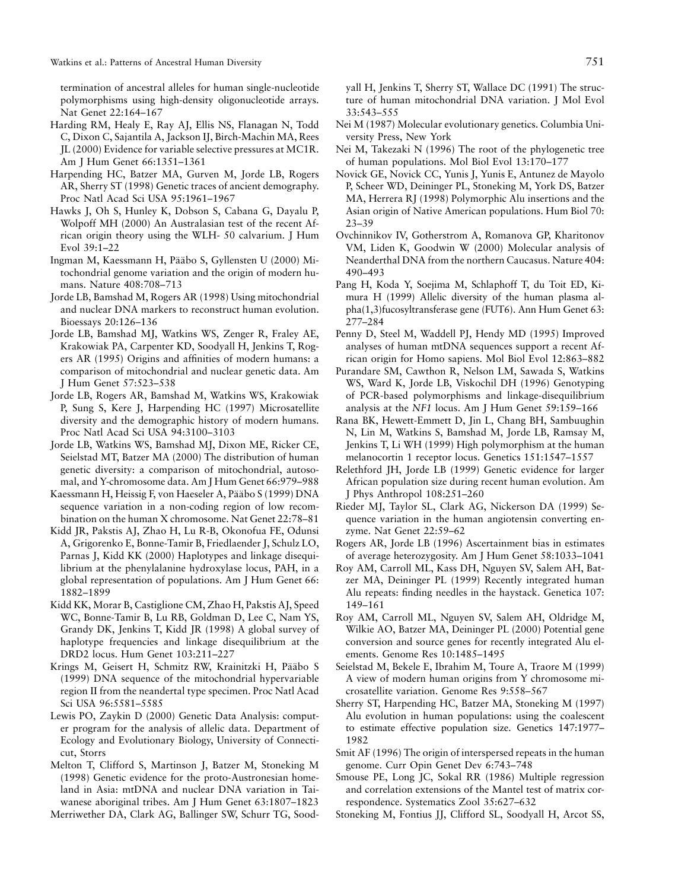termination of ancestral alleles for human single-nucleotide polymorphisms using high-density oligonucleotide arrays. Nat Genet 22:164–167

Harding RM, Healy E, Ray AJ, Ellis NS, Flanagan N, Todd C, Dixon C, Sajantila A, Jackson IJ, Birch-Machin MA, Rees JL (2000) Evidence for variable selective pressures at MC1R. Am J Hum Genet 66:1351–1361

Harpending HC, Batzer MA, Gurven M, Jorde LB, Rogers AR, Sherry ST (1998) Genetic traces of ancient demography. Proc Natl Acad Sci USA 95:1961–1967

Hawks J, Oh S, Hunley K, Dobson S, Cabana G, Dayalu P, Wolpoff MH (2000) An Australasian test of the recent African origin theory using the WLH- 50 calvarium. J Hum Evol 39:1–22

Ingman M, Kaessmann H, Pääbo S, Gyllensten U (2000) Mitochondrial genome variation and the origin of modern humans. Nature 408:708–713

Jorde LB, Bamshad M, Rogers AR (1998) Using mitochondrial and nuclear DNA markers to reconstruct human evolution. Bioessays 20:126–136

Jorde LB, Bamshad MJ, Watkins WS, Zenger R, Fraley AE, Krakowiak PA, Carpenter KD, Soodyall H, Jenkins T, Rogers AR (1995) Origins and affinities of modern humans: a comparison of mitochondrial and nuclear genetic data. Am J Hum Genet 57:523–538

Jorde LB, Rogers AR, Bamshad M, Watkins WS, Krakowiak P, Sung S, Kere J, Harpending HC (1997) Microsatellite diversity and the demographic history of modern humans. Proc Natl Acad Sci USA 94:3100–3103

Jorde LB, Watkins WS, Bamshad MJ, Dixon ME, Ricker CE, Seielstad MT, Batzer MA (2000) The distribution of human genetic diversity: a comparison of mitochondrial, autosomal, and Y-chromosome data. Am J Hum Genet 66:979–988

Kaessmann H, Heissig F, von Haeseler A, Pääbo S (1999) DNA sequence variation in a non-coding region of low recombination on the human X chromosome. Nat Genet 22:78–81

Kidd JR, Pakstis AJ, Zhao H, Lu R-B, Okonofua FE, Odunsi A, Grigorenko E, Bonne-Tamir B, Friedlaender J, Schulz LO, Parnas J, Kidd KK (2000) Haplotypes and linkage disequilibrium at the phenylalanine hydroxylase locus, PAH, in a global representation of populations. Am J Hum Genet 66: 1882–1899

Kidd KK, Morar B, Castiglione CM, Zhao H, Pakstis AJ, Speed WC, Bonne-Tamir B, Lu RB, Goldman D, Lee C, Nam YS, Grandy DK, Jenkins T, Kidd JR (1998) A global survey of haplotype frequencies and linkage disequilibrium at the DRD2 locus. Hum Genet 103:211–227

Krings M, Geisert H, Schmitz RW, Krainitzki H, Pääbo S (1999) DNA sequence of the mitochondrial hypervariable region II from the neandertal type specimen. Proc Natl Acad Sci USA 96:5581–5585

Lewis PO, Zaykin D (2000) Genetic Data Analysis: computer program for the analysis of allelic data. Department of Ecology and Evolutionary Biology, University of Connecticut, Storrs

Melton T, Clifford S, Martinson J, Batzer M, Stoneking M (1998) Genetic evidence for the proto-Austronesian homeland in Asia: mtDNA and nuclear DNA variation in Taiwanese aboriginal tribes. Am J Hum Genet 63:1807–1823

Merriwether DA, Clark AG, Ballinger SW, Schurr TG, Soodyall H, Jenkins T, Sherry ST, Wallace DC (1991) The structure of human mitochondrial DNA variation. J Mol Evol 33:543–555

Nei M (1987) Molecular evolutionary genetics. Columbia University Press, New York

Nei M, Takezaki N (1996) The root of the phylogenetic tree of human populations. Mol Biol Evol 13:170–177

Novick GE, Novick CC, Yunis J, Yunis E, Antunez de Mayolo P, Scheer WD, Deininger PL, Stoneking M, York DS, Batzer MA, Herrera RJ (1998) Polymorphic Alu insertions and the Asian origin of Native American populations. Hum Biol 70: 23–39

Ovchinnikov IV, Gotherstrom A, Romanova GP, Kharitonov VM, Liden K, Goodwin W (2000) Molecular analysis of Neanderthal DNA from the northern Caucasus. Nature 404: 490–493

Pang H, Koda Y, Soejima M, Schlaphoff T, du Toit ED, Kimura H (1999) Allelic diversity of the human plasma alpha(1,3)fucosyltransferase gene (FUT6). Ann Hum Genet 63: 277–284

Penny D, Steel M, Waddell PJ, Hendy MD (1995) Improved analyses of human mtDNA sequences support a recent African origin for Homo sapiens. Mol Biol Evol 12:863–882

Purandare SM, Cawthon R, Nelson LM, Sawada S, Watkins WS, Ward K, Jorde LB, Viskochil DH (1996) Genotyping of PCR-based polymorphisms and linkage-disequilibrium analysis at the *NF1* locus. Am J Hum Genet 59:159–166

Rana BK, Hewett-Emmett D, Jin L, Chang BH, Sambuughin N, Lin M, Watkins S, Bamshad M, Jorde LB, Ramsay M, Jenkins T, Li WH (1999) High polymorphism at the human melanocortin 1 receptor locus. Genetics 151:1547–1557

Relethford JH, Jorde LB (1999) Genetic evidence for larger African population size during recent human evolution. Am J Phys Anthropol 108:251–260

Rieder MJ, Taylor SL, Clark AG, Nickerson DA (1999) Sequence variation in the human angiotensin converting enzyme. Nat Genet 22:59–62

Rogers AR, Jorde LB (1996) Ascertainment bias in estimates of average heterozygosity. Am J Hum Genet 58:1033–1041

Roy AM, Carroll ML, Kass DH, Nguyen SV, Salem AH, Batzer MA, Deininger PL (1999) Recently integrated human Alu repeats: finding needles in the haystack. Genetica 107: 149–161

Roy AM, Carroll ML, Nguyen SV, Salem AH, Oldridge M, Wilkie AO, Batzer MA, Deininger PL (2000) Potential gene conversion and source genes for recently integrated Alu elements. Genome Res 10:1485–1495

Seielstad M, Bekele E, Ibrahim M, Toure A, Traore M (1999) A view of modern human origins from Y chromosome microsatellite variation. Genome Res 9:558–567

Sherry ST, Harpending HC, Batzer MA, Stoneking M (1997) Alu evolution in human populations: using the coalescent to estimate effective population size. Genetics 147:1977–1982

Smit AF (1996) The origin of interspersed repeats in the human genome. Curr Opin Genet Dev 6:743–748

Smouse PE, Long JC, Sokal RR (1986) Multiple regression and correlation extensions of the Mantel test of matrix correspondence. Systematics Zool 35:627–632

Stoneking M, Fontius JJ, Clifford SL, Soodyall H, Arcot SS,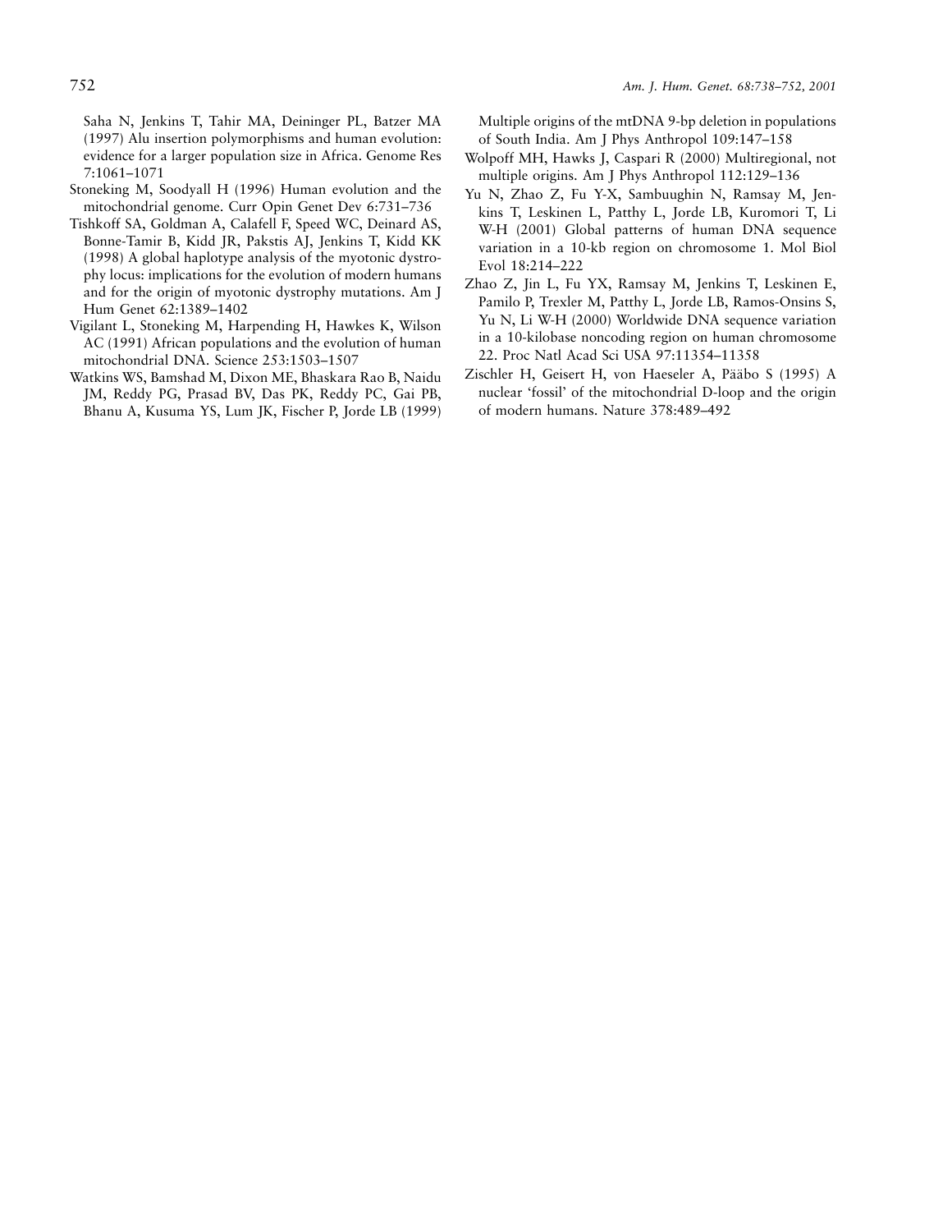Saha N, Jenkins T, Tahir MA, Deininger PL, Batzer MA (1997) Alu insertion polymorphisms and human evolution: evidence for a larger population size in Africa. Genome Res 7:1061–1071

Stoneking M, Soodyall H (1996) Human evolution and the mitochondrial genome. Curr Opin Genet Dev 6:731–736

Tishkoff SA, Goldman A, Calafell F, Speed WC, Deinard AS, Bonne-Tamir B, Kidd JR, Pakstis AJ, Jenkins T, Kidd KK (1998) A global haplotype analysis of the myotonic dystrophy locus: implications for the evolution of modern humans and for the origin of myotonic dystrophy mutations. Am J Hum Genet 62:1389–1402

Vigilant L, Stoneking M, Harpending H, Hawkes K, Wilson AC (1991) African populations and the evolution of human mitochondrial DNA. Science 253:1503–1507

Watkins WS, Bamshad M, Dixon ME, Bhaskara Rao B, Naidu JM, Reddy PG, Prasad BV, Das PK, Reddy PC, Gai PB, Bhanu A, Kusuma YS, Lum JK, Fischer P, Jorde LB (1999) Multiple origins of the mtDNA 9-bp deletion in populations of South India. Am J Phys Anthropol 109:147–158

Wolpoff MH, Hawks J, Caspari R (2000) Multiregional, not multiple origins. Am J Phys Anthropol 112:129–136

Yu N, Zhao Z, Fu Y-X, Sambuughin N, Ramsay M, Jenkins T, Leskinen L, Patthy L, Jorde LB, Kuromori T, Li W-H (2001) Global patterns of human DNA sequence variation in a 10-kb region on chromosome 1. Mol Biol Evol 18:214–222

Zhao Z, Jin L, Fu YX, Ramsay M, Jenkins T, Leskinen E, Pamilo P, Trexler M, Patthy L, Jorde LB, Ramos-Onsins S, Yu N, Li W-H (2000) Worldwide DNA sequence variation in a 10-kilobase noncoding region on human chromosome 22. Proc Natl Acad Sci USA 97:11354–11358

Zischler H, Geisert H, von Haeseler A, Pääbo S (1995) A nuclear 'fossil' of the mitochondrial D-loop and the origin of modern humans. Nature 378:489–492